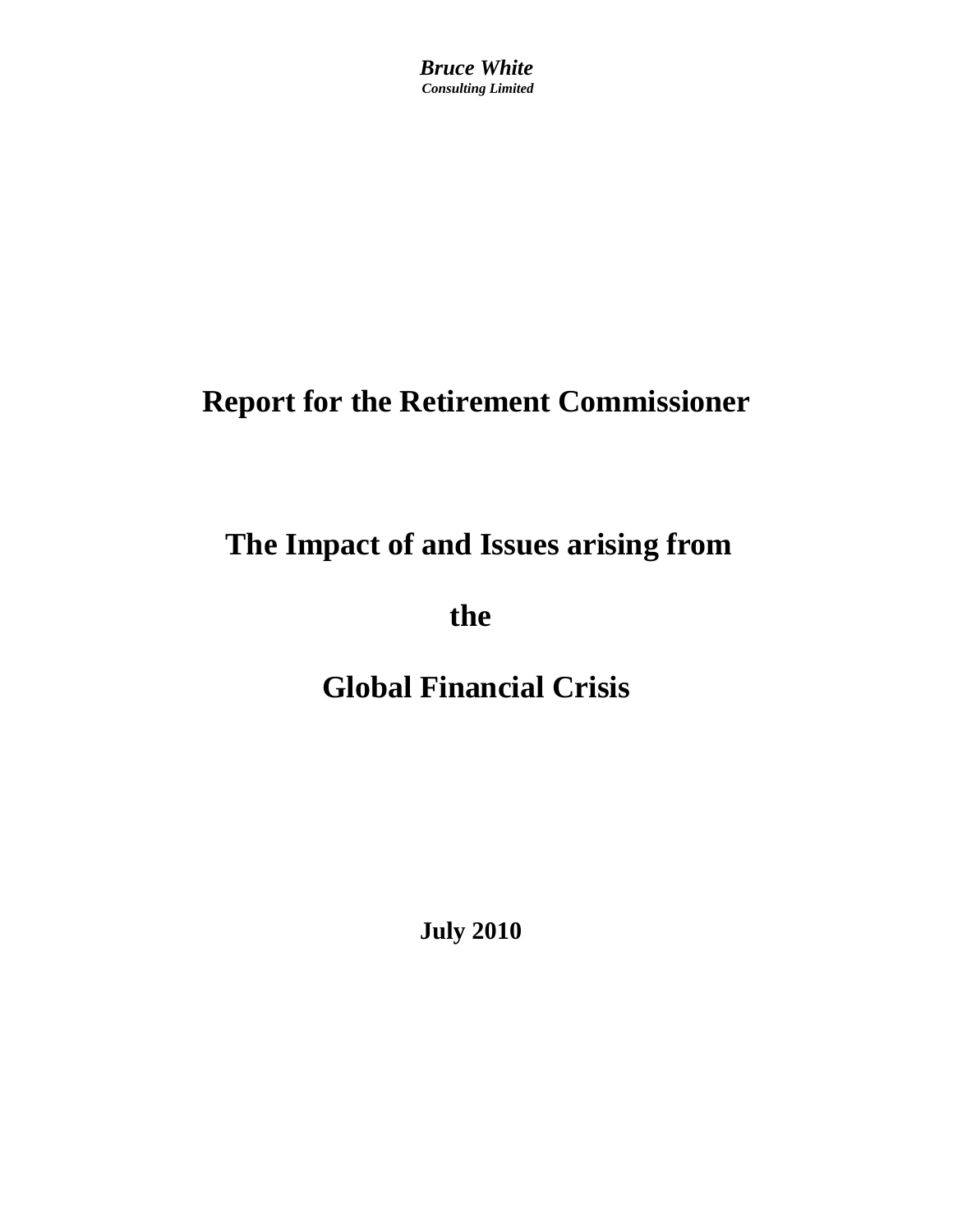***Bruce White***
***Consulting Limited***

# Report for the Retirement Commissioner

# The Impact of and Issues arising from

# the

# Global Financial Crisis

**July 2010**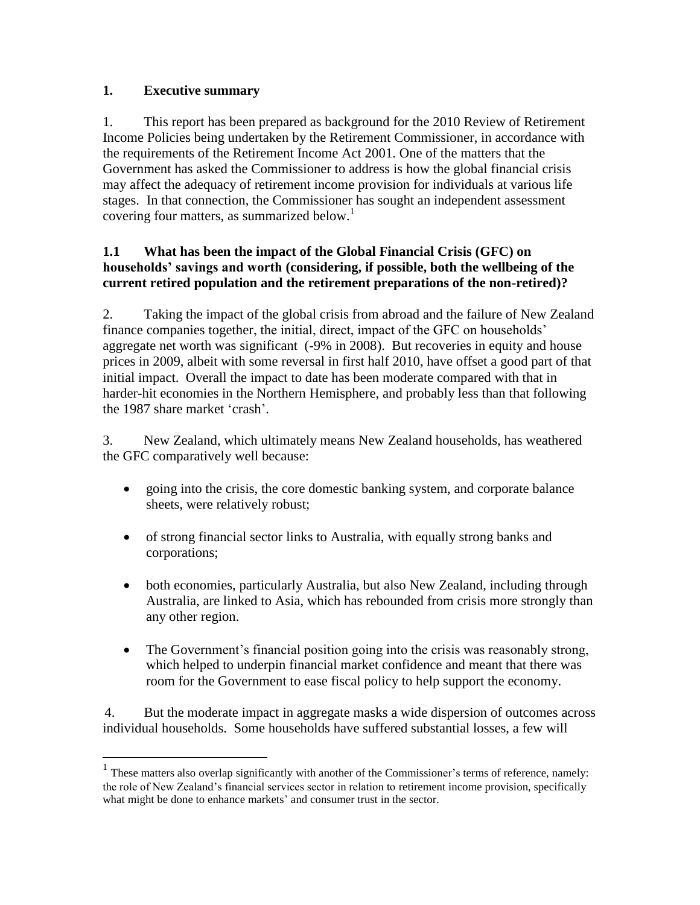# 1. Executive summary

1. This report has been prepared as background for the 2010 Review of Retirement Income Policies being undertaken by the Retirement Commissioner, in accordance with the requirements of the Retirement Income Act 2001. One of the matters that the Government has asked the Commissioner to address is how the global financial crisis may affect the adequacy of retirement income provision for individuals at various life stages. In that connection, the Commissioner has sought an independent assessment covering four matters, as summarized below.[1]

## 1.1 What has been the impact of the Global Financial Crisis (GFC) on households' savings and worth (considering, if possible, both the wellbeing of the current retired population and the retirement preparations of the non-retired)?

2. Taking the impact of the global crisis from abroad and the failure of New Zealand finance companies together, the initial, direct, impact of the GFC on households' aggregate net worth was significant (-9% in 2008). But recoveries in equity and house prices in 2009, albeit with some reversal in first half 2010, have offset a good part of that initial impact. Overall the impact to date has been moderate compared with that in harder-hit economies in the Northern Hemisphere, and probably less than that following the 1987 share market 'crash'.

3. New Zealand, which ultimately means New Zealand households, has weathered the GFC comparatively well because:

- going into the crisis, the core domestic banking system, and corporate balance sheets, were relatively robust;
- of strong financial sector links to Australia, with equally strong banks and corporations;
- both economies, particularly Australia, but also New Zealand, including through Australia, are linked to Asia, which has rebounded from crisis more strongly than any other region.
- The Government's financial position going into the crisis was reasonably strong, which helped to underpin financial market confidence and meant that there was room for the Government to ease fiscal policy to help support the economy.

4. But the moderate impact in aggregate masks a wide dispersion of outcomes across individual households. Some households have suffered substantial losses, a few will

[1] These matters also overlap significantly with another of the Commissioner's terms of reference, namely: the role of New Zealand's financial services sector in relation to retirement income provision, specifically what might be done to enhance markets' and consumer trust in the sector.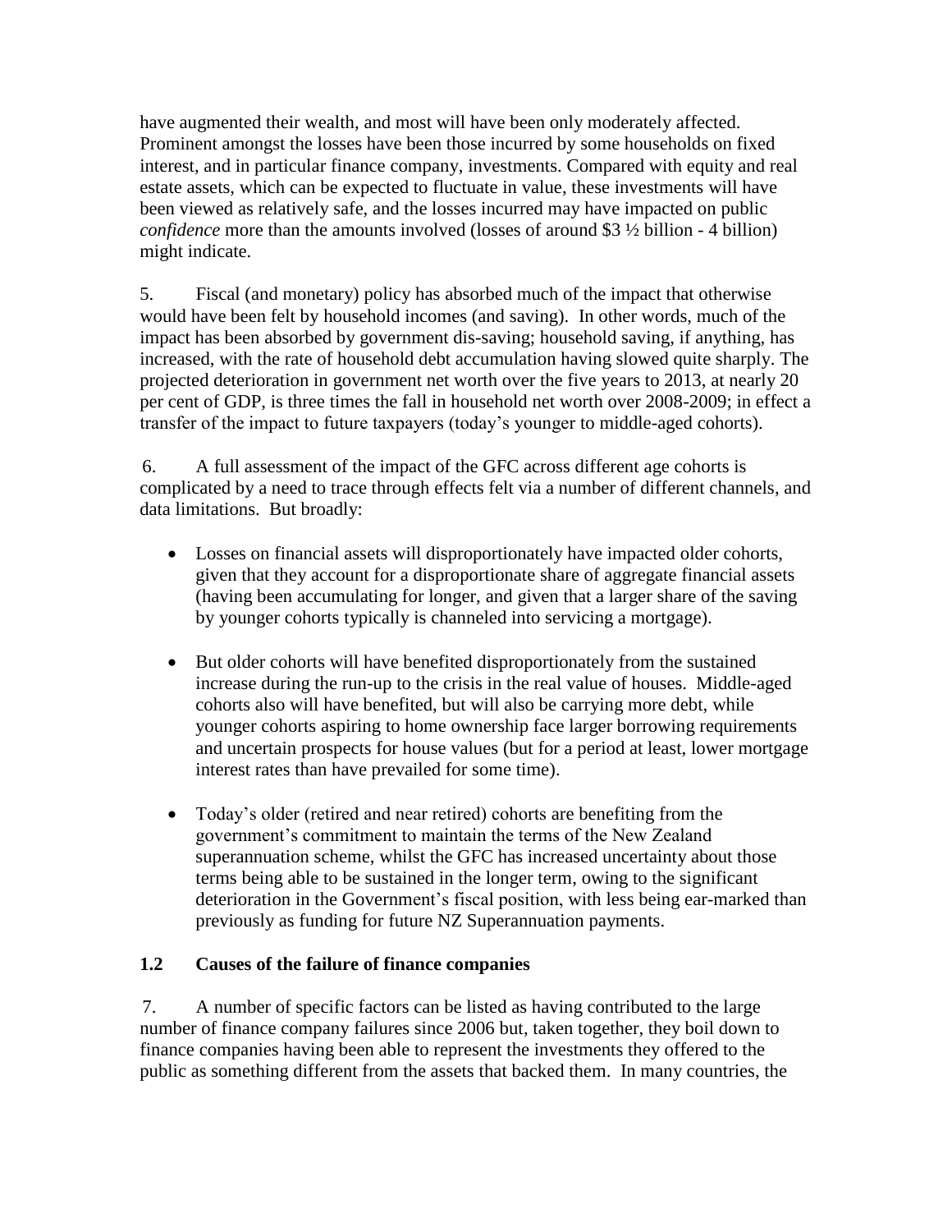have augmented their wealth, and most will have been only moderately affected. Prominent amongst the losses have been those incurred by some households on fixed interest, and in particular finance company, investments. Compared with equity and real estate assets, which can be expected to fluctuate in value, these investments will have been viewed as relatively safe, and the losses incurred may have impacted on public *confidence* more than the amounts involved (losses of around $3 ½ billion - 4 billion) might indicate.

5. Fiscal (and monetary) policy has absorbed much of the impact that otherwise would have been felt by household incomes (and saving). In other words, much of the impact has been absorbed by government dis-saving; household saving, if anything, has increased, with the rate of household debt accumulation having slowed quite sharply. The projected deterioration in government net worth over the five years to 2013, at nearly 20 per cent of GDP, is three times the fall in household net worth over 2008-2009; in effect a transfer of the impact to future taxpayers (today's younger to middle-aged cohorts).

6. A full assessment of the impact of the GFC across different age cohorts is complicated by a need to trace through effects felt via a number of different channels, and data limitations. But broadly:

- Losses on financial assets will disproportionately have impacted older cohorts, given that they account for a disproportionate share of aggregate financial assets (having been accumulating for longer, and given that a larger share of the saving by younger cohorts typically is channeled into servicing a mortgage).

- But older cohorts will have benefited disproportionately from the sustained increase during the run-up to the crisis in the real value of houses. Middle-aged cohorts also will have benefited, but will also be carrying more debt, while younger cohorts aspiring to home ownership face larger borrowing requirements and uncertain prospects for house values (but for a period at least, lower mortgage interest rates than have prevailed for some time).

- Today's older (retired and near retired) cohorts are benefiting from the government's commitment to maintain the terms of the New Zealand superannuation scheme, whilst the GFC has increased uncertainty about those terms being able to be sustained in the longer term, owing to the significant deterioration in the Government's fiscal position, with less being ear-marked than previously as funding for future NZ Superannuation payments.

### 1.2 Causes of the failure of finance companies

7. A number of specific factors can be listed as having contributed to the large number of finance company failures since 2006 but, taken together, they boil down to finance companies having been able to represent the investments they offered to the public as something different from the assets that backed them. In many countries, the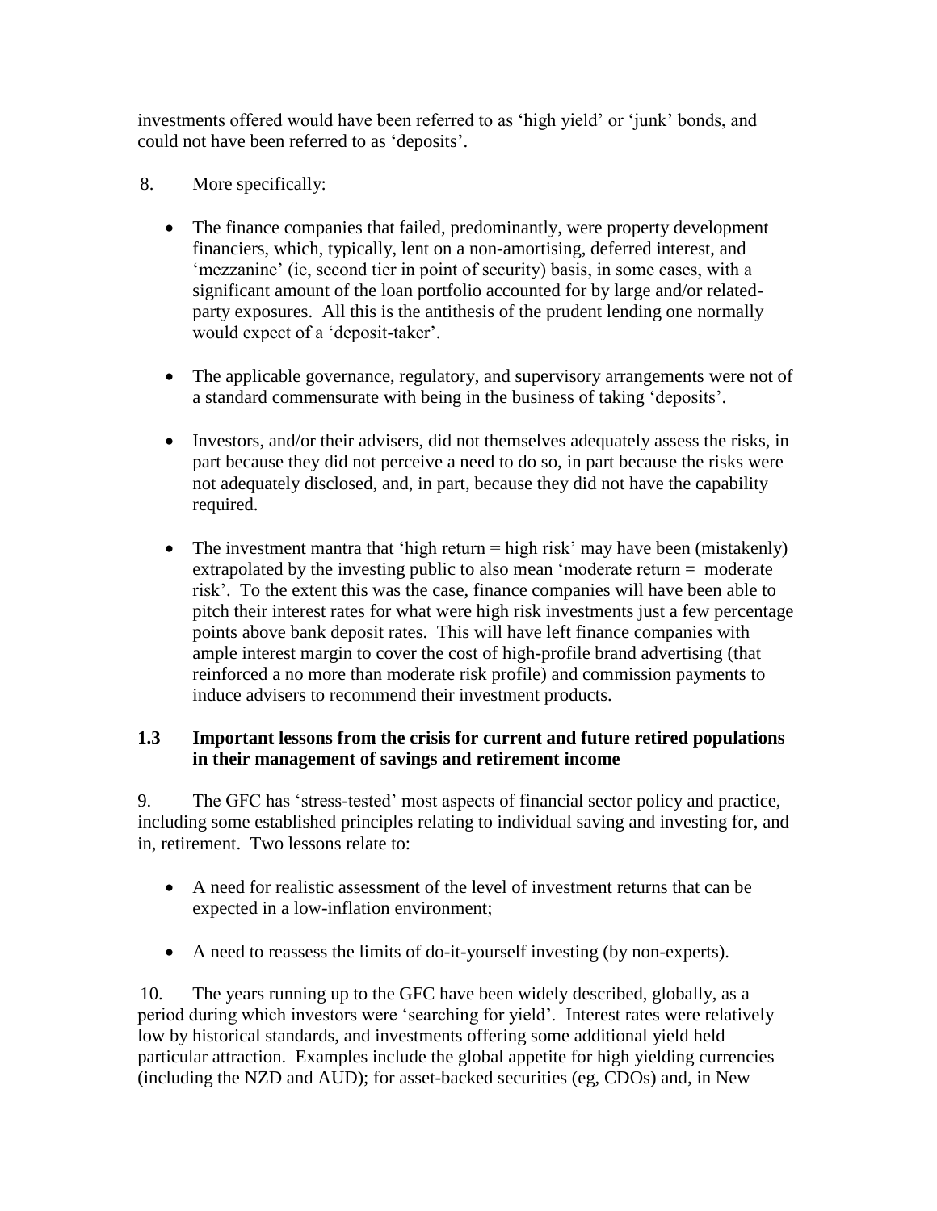investments offered would have been referred to as 'high yield' or 'junk' bonds, and could not have been referred to as 'deposits'.

8. More specifically:

- The finance companies that failed, predominantly, were property development financiers, which, typically, lent on a non-amortising, deferred interest, and 'mezzanine' (ie, second tier in point of security) basis, in some cases, with a significant amount of the loan portfolio accounted for by large and/or related-party exposures. All this is the antithesis of the prudent lending one normally would expect of a 'deposit-taker'.

- The applicable governance, regulatory, and supervisory arrangements were not of a standard commensurate with being in the business of taking 'deposits'.

- Investors, and/or their advisers, did not themselves adequately assess the risks, in part because they did not perceive a need to do so, in part because the risks were not adequately disclosed, and, in part, because they did not have the capability required.

- The investment mantra that 'high return = high risk' may have been (mistakenly) extrapolated by the investing public to also mean 'moderate return = moderate risk'. To the extent this was the case, finance companies will have been able to pitch their interest rates for what were high risk investments just a few percentage points above bank deposit rates. This will have left finance companies with ample interest margin to cover the cost of high-profile brand advertising (that reinforced a no more than moderate risk profile) and commission payments to induce advisers to recommend their investment products.

### 1.3 Important lessons from the crisis for current and future retired populations in their management of savings and retirement income

9. The GFC has 'stress-tested' most aspects of financial sector policy and practice, including some established principles relating to individual saving and investing for, and in, retirement. Two lessons relate to:

- A need for realistic assessment of the level of investment returns that can be expected in a low-inflation environment;

- A need to reassess the limits of do-it-yourself investing (by non-experts).

10. The years running up to the GFC have been widely described, globally, as a period during which investors were 'searching for yield'. Interest rates were relatively low by historical standards, and investments offering some additional yield held particular attraction. Examples include the global appetite for high yielding currencies (including the NZD and AUD); for asset-backed securities (eg, CDOs) and, in New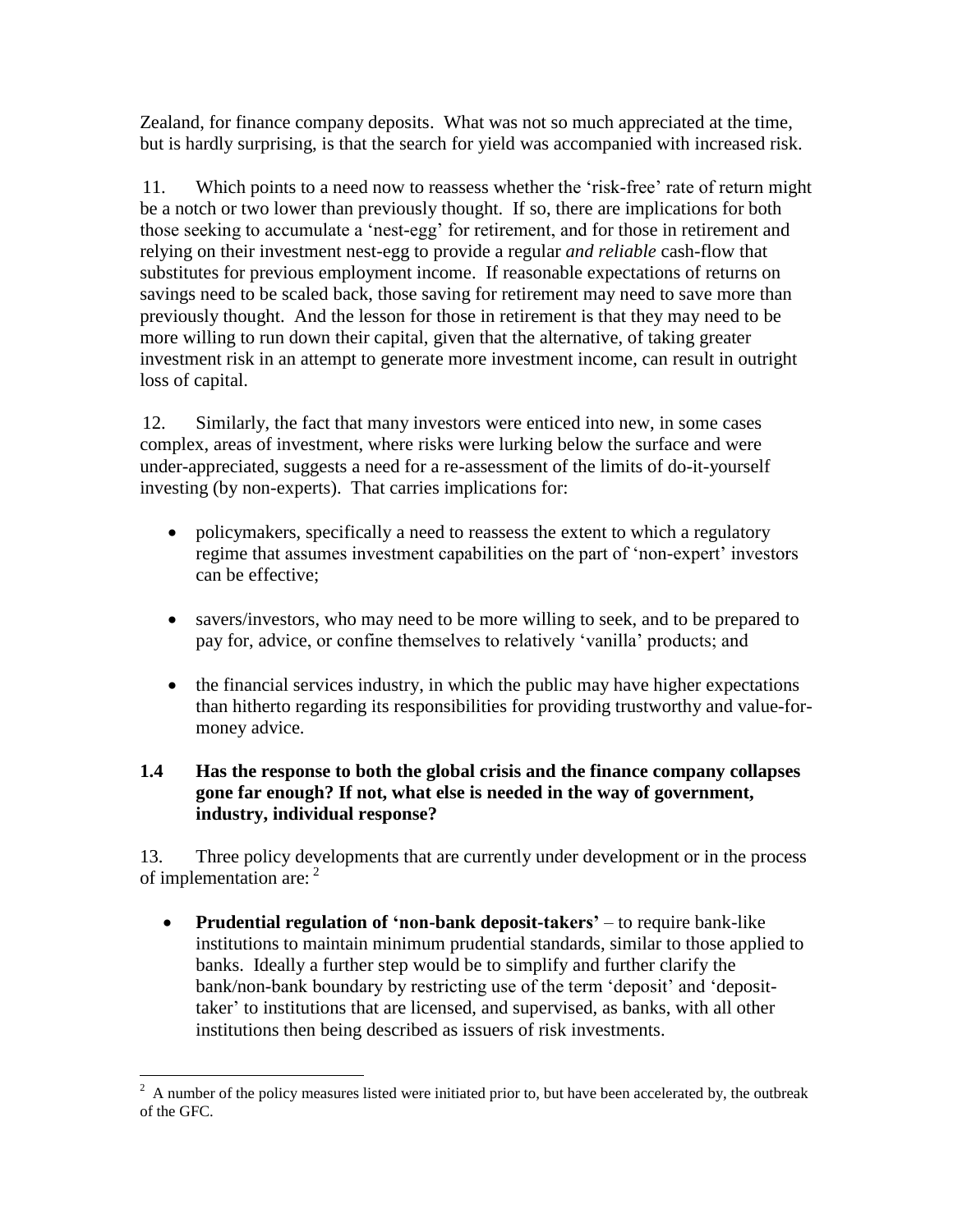Zealand, for finance company deposits. What was not so much appreciated at the time, but is hardly surprising, is that the search for yield was accompanied with increased risk.

11. Which points to a need now to reassess whether the 'risk-free' rate of return might be a notch or two lower than previously thought. If so, there are implications for both those seeking to accumulate a 'nest-egg' for retirement, and for those in retirement and relying on their investment nest-egg to provide a regular *and reliable* cash-flow that substitutes for previous employment income. If reasonable expectations of returns on savings need to be scaled back, those saving for retirement may need to save more than previously thought. And the lesson for those in retirement is that they may need to be more willing to run down their capital, given that the alternative, of taking greater investment risk in an attempt to generate more investment income, can result in outright loss of capital.

12. Similarly, the fact that many investors were enticed into new, in some cases complex, areas of investment, where risks were lurking below the surface and were under-appreciated, suggests a need for a re-assessment of the limits of do-it-yourself investing (by non-experts). That carries implications for:

- policymakers, specifically a need to reassess the extent to which a regulatory regime that assumes investment capabilities on the part of 'non-expert' investors can be effective;
- savers/investors, who may need to be more willing to seek, and to be prepared to pay for, advice, or confine themselves to relatively 'vanilla' products; and
- the financial services industry, in which the public may have higher expectations than hitherto regarding its responsibilities for providing trustworthy and value-for-money advice.

### 1.4 Has the response to both the global crisis and the finance company collapses gone far enough? If not, what else is needed in the way of government, industry, individual response?

13. Three policy developments that are currently under development or in the process of implementation are: [2]

- **Prudential regulation of 'non-bank deposit-takers'** – to require bank-like institutions to maintain minimum prudential standards, similar to those applied to banks. Ideally a further step would be to simplify and further clarify the bank/non-bank boundary by restricting use of the term 'deposit' and 'deposit-taker' to institutions that are licensed, and supervised, as banks, with all other institutions then being described as issuers of risk investments.

[2] A number of the policy measures listed were initiated prior to, but have been accelerated by, the outbreak of the GFC.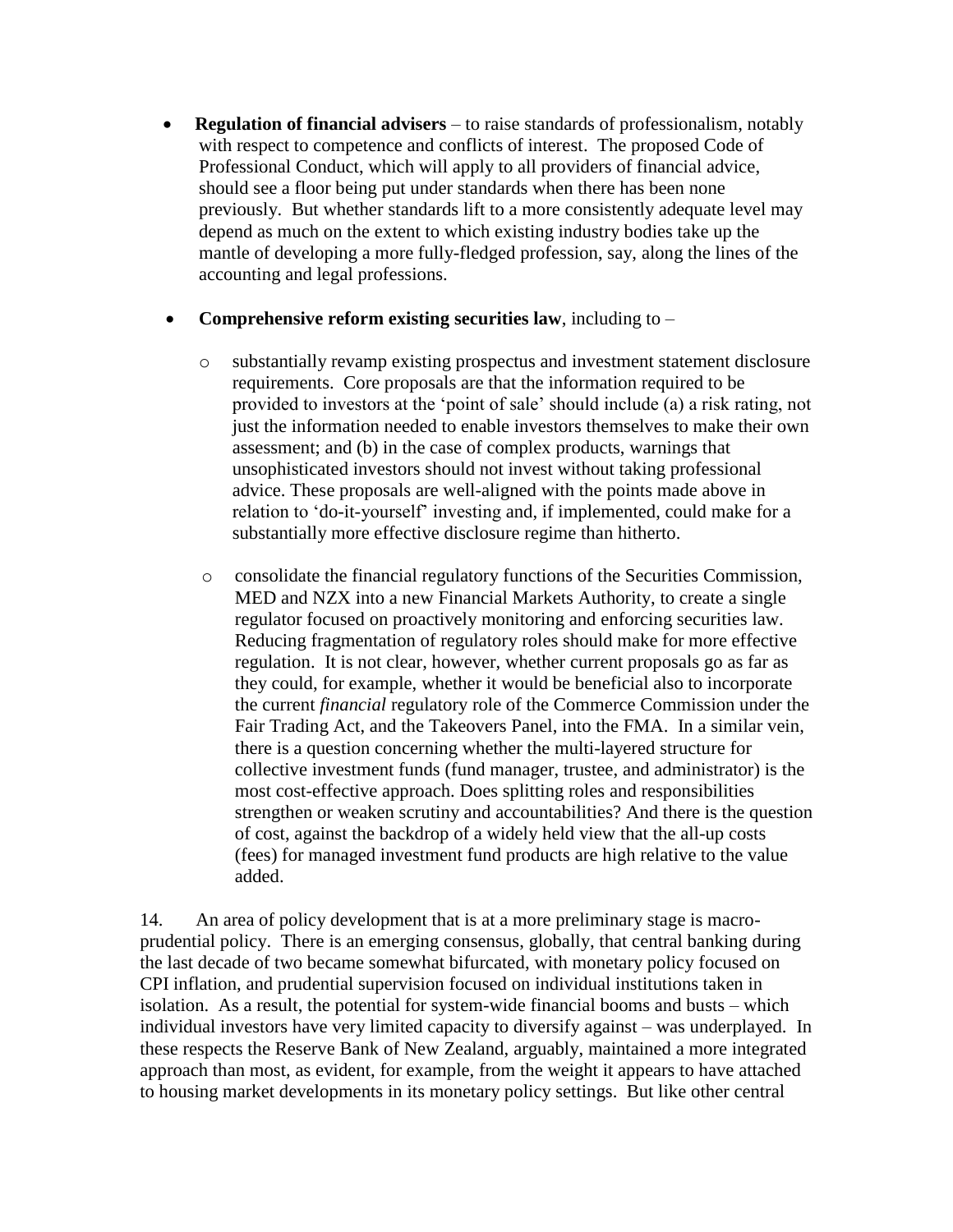- **Regulation of financial advisers** – to raise standards of professionalism, notably with respect to competence and conflicts of interest. The proposed Code of Professional Conduct, which will apply to all providers of financial advice, should see a floor being put under standards when there has been none previously. But whether standards lift to a more consistently adequate level may depend as much on the extent to which existing industry bodies take up the mantle of developing a more fully-fledged profession, say, along the lines of the accounting and legal professions.

- **Comprehensive reform existing securities law**, including to –

  - substantially revamp existing prospectus and investment statement disclosure requirements. Core proposals are that the information required to be provided to investors at the 'point of sale' should include (a) a risk rating, not just the information needed to enable investors themselves to make their own assessment; and (b) in the case of complex products, warnings that unsophisticated investors should not invest without taking professional advice. These proposals are well-aligned with the points made above in relation to 'do-it-yourself' investing and, if implemented, could make for a substantially more effective disclosure regime than hitherto.

  - consolidate the financial regulatory functions of the Securities Commission, MED and NZX into a new Financial Markets Authority, to create a single regulator focused on proactively monitoring and enforcing securities law. Reducing fragmentation of regulatory roles should make for more effective regulation. It is not clear, however, whether current proposals go as far as they could, for example, whether it would be beneficial also to incorporate the current *financial* regulatory role of the Commerce Commission under the Fair Trading Act, and the Takeovers Panel, into the FMA. In a similar vein, there is a question concerning whether the multi-layered structure for collective investment funds (fund manager, trustee, and administrator) is the most cost-effective approach. Does splitting roles and responsibilities strengthen or weaken scrutiny and accountabilities? And there is the question of cost, against the backdrop of a widely held view that the all-up costs (fees) for managed investment fund products are high relative to the value added.

14. An area of policy development that is at a more preliminary stage is macro-prudential policy. There is an emerging consensus, globally, that central banking during the last decade of two became somewhat bifurcated, with monetary policy focused on CPI inflation, and prudential supervision focused on individual institutions taken in isolation. As a result, the potential for system-wide financial booms and busts – which individual investors have very limited capacity to diversify against – was underplayed. In these respects the Reserve Bank of New Zealand, arguably, maintained a more integrated approach than most, as evident, for example, from the weight it appears to have attached to housing market developments in its monetary policy settings. But like other central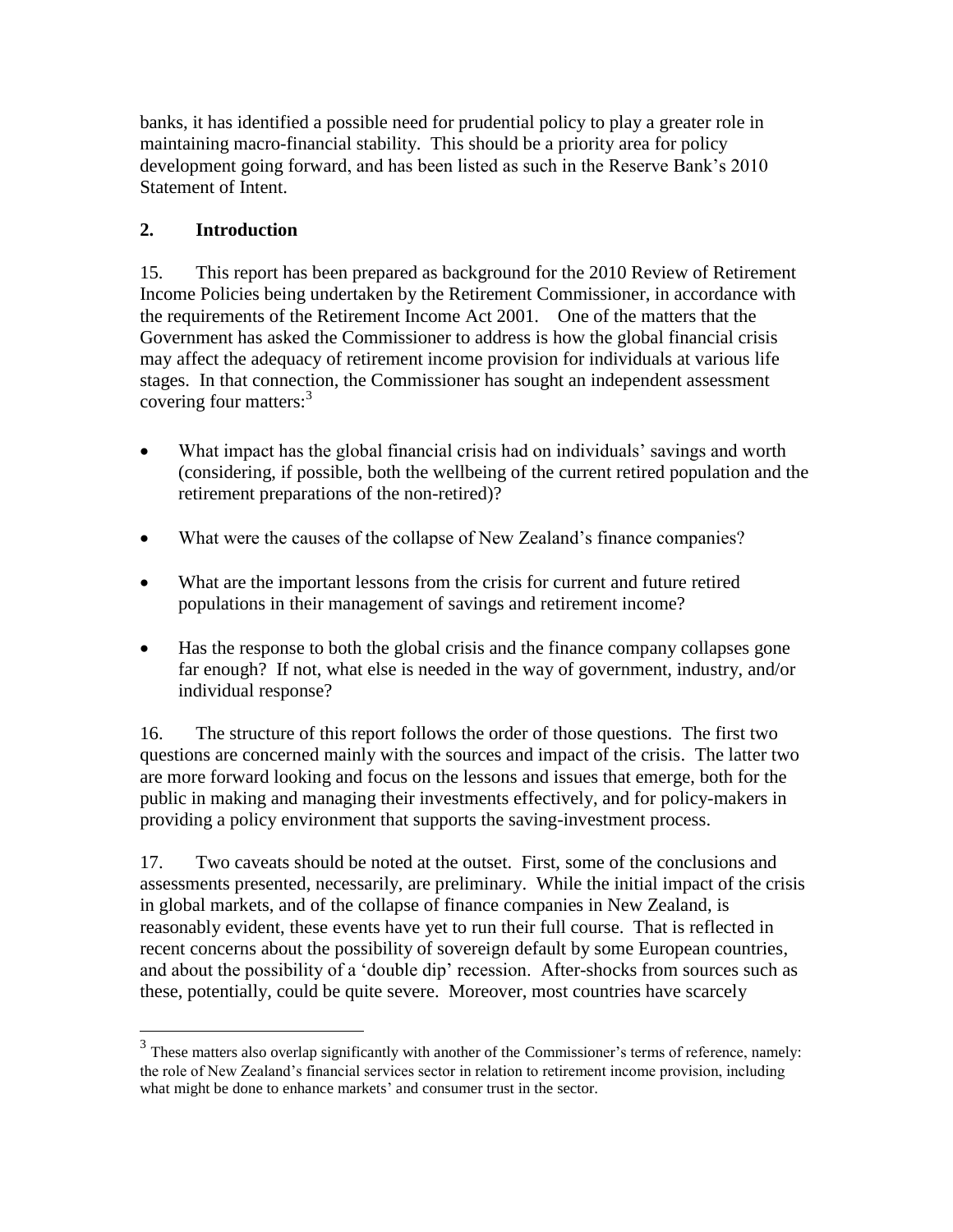banks, it has identified a possible need for prudential policy to play a greater role in maintaining macro-financial stability. This should be a priority area for policy development going forward, and has been listed as such in the Reserve Bank's 2010 Statement of Intent.

## 2. Introduction

15. This report has been prepared as background for the 2010 Review of Retirement Income Policies being undertaken by the Retirement Commissioner, in accordance with the requirements of the Retirement Income Act 2001. One of the matters that the Government has asked the Commissioner to address is how the global financial crisis may affect the adequacy of retirement income provision for individuals at various life stages. In that connection, the Commissioner has sought an independent assessment covering four matters:[3]

- What impact has the global financial crisis had on individuals' savings and worth (considering, if possible, both the wellbeing of the current retired population and the retirement preparations of the non-retired)?
- What were the causes of the collapse of New Zealand's finance companies?
- What are the important lessons from the crisis for current and future retired populations in their management of savings and retirement income?
- Has the response to both the global crisis and the finance company collapses gone far enough? If not, what else is needed in the way of government, industry, and/or individual response?

16. The structure of this report follows the order of those questions. The first two questions are concerned mainly with the sources and impact of the crisis. The latter two are more forward looking and focus on the lessons and issues that emerge, both for the public in making and managing their investments effectively, and for policy-makers in providing a policy environment that supports the saving-investment process.

17. Two caveats should be noted at the outset. First, some of the conclusions and assessments presented, necessarily, are preliminary. While the initial impact of the crisis in global markets, and of the collapse of finance companies in New Zealand, is reasonably evident, these events have yet to run their full course. That is reflected in recent concerns about the possibility of sovereign default by some European countries, and about the possibility of a 'double dip' recession. After-shocks from sources such as these, potentially, could be quite severe. Moreover, most countries have scarcely

---

[3] These matters also overlap significantly with another of the Commissioner's terms of reference, namely: the role of New Zealand's financial services sector in relation to retirement income provision, including what might be done to enhance markets' and consumer trust in the sector.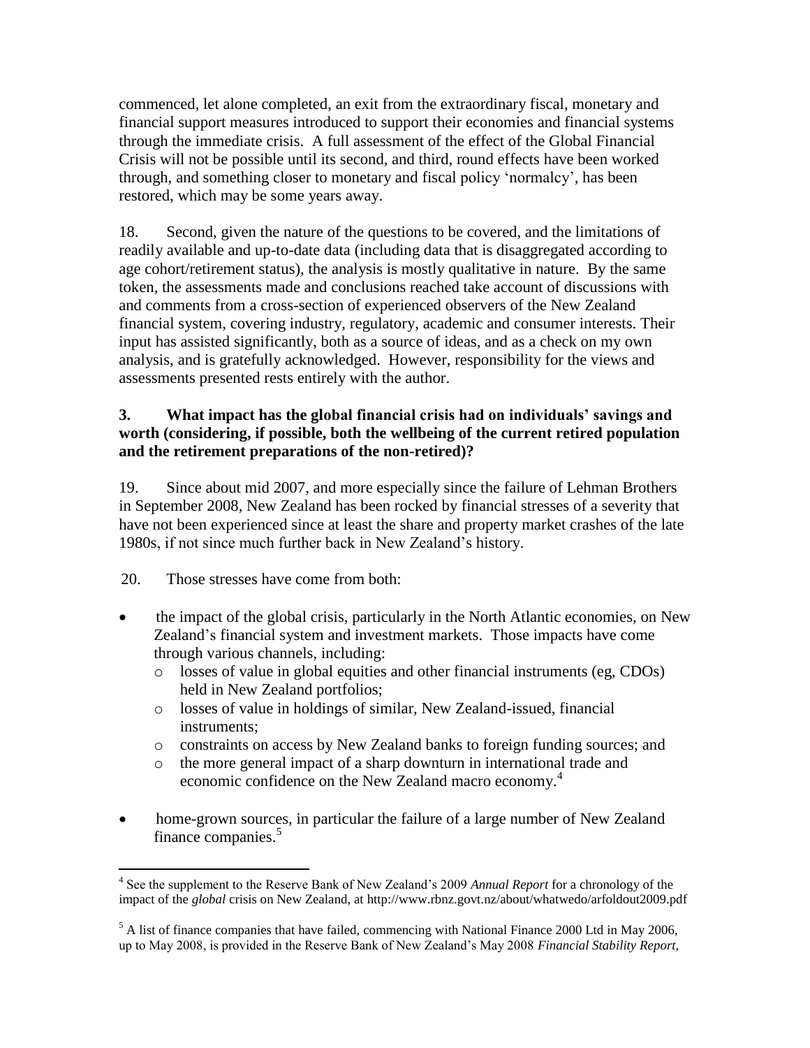commenced, let alone completed, an exit from the extraordinary fiscal, monetary and financial support measures introduced to support their economies and financial systems through the immediate crisis. A full assessment of the effect of the Global Financial Crisis will not be possible until its second, and third, round effects have been worked through, and something closer to monetary and fiscal policy 'normalcy', has been restored, which may be some years away.

18. Second, given the nature of the questions to be covered, and the limitations of readily available and up-to-date data (including data that is disaggregated according to age cohort/retirement status), the analysis is mostly qualitative in nature. By the same token, the assessments made and conclusions reached take account of discussions with and comments from a cross-section of experienced observers of the New Zealand financial system, covering industry, regulatory, academic and consumer interests. Their input has assisted significantly, both as a source of ideas, and as a check on my own analysis, and is gratefully acknowledged. However, responsibility for the views and assessments presented rests entirely with the author.

## 3. What impact has the global financial crisis had on individuals' savings and worth (considering, if possible, both the wellbeing of the current retired population and the retirement preparations of the non-retired)?

19. Since about mid 2007, and more especially since the failure of Lehman Brothers in September 2008, New Zealand has been rocked by financial stresses of a severity that have not been experienced since at least the share and property market crashes of the late 1980s, if not since much further back in New Zealand's history.

20. Those stresses have come from both:

- the impact of the global crisis, particularly in the North Atlantic economies, on New Zealand's financial system and investment markets. Those impacts have come through various channels, including:
  - losses of value in global equities and other financial instruments (eg, CDOs) held in New Zealand portfolios;
  - losses of value in holdings of similar, New Zealand-issued, financial instruments;
  - constraints on access by New Zealand banks to foreign funding sources; and
  - the more general impact of a sharp downturn in international trade and economic confidence on the New Zealand macro economy.[4]
- home-grown sources, in particular the failure of a large number of New Zealand finance companies.[5]

---

[4] See the supplement to the Reserve Bank of New Zealand's 2009 *Annual Report* for a chronology of the impact of the *global* crisis on New Zealand, at http://www.rbnz.govt.nz/about/whatwedo/arfoldout2009.pdf

[5] A list of finance companies that have failed, commencing with National Finance 2000 Ltd in May 2006, up to May 2008, is provided in the Reserve Bank of New Zealand's May 2008 *Financial Stability Report,*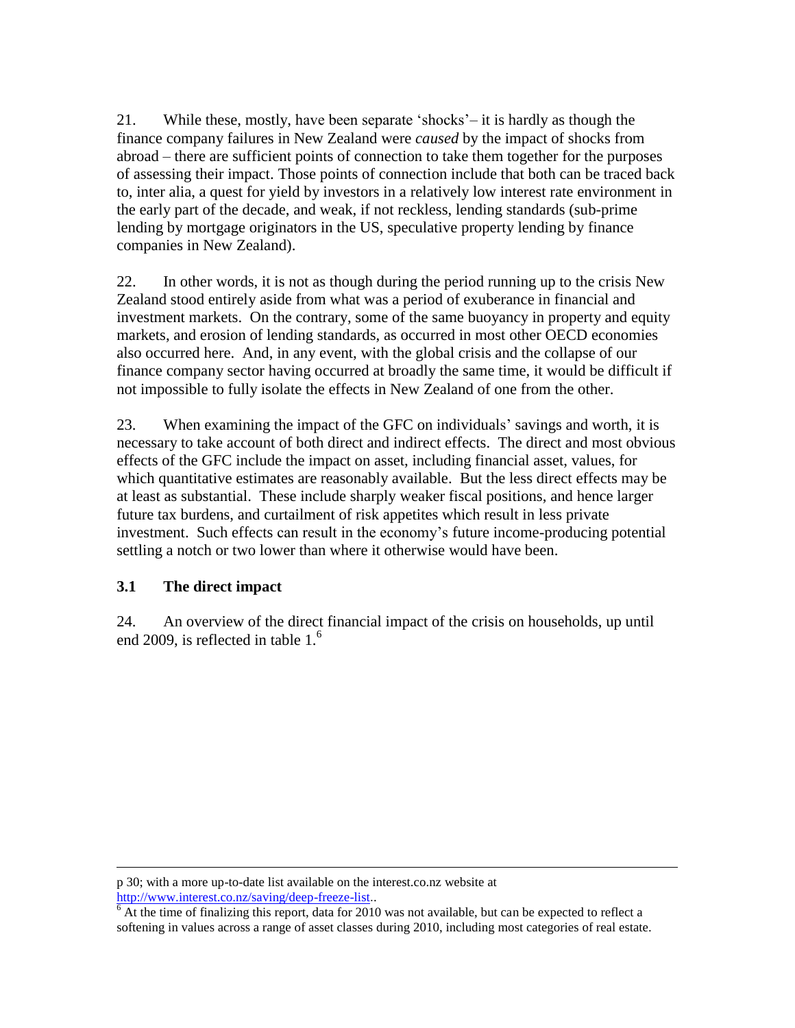21. While these, mostly, have been separate 'shocks'– it is hardly as though the finance company failures in New Zealand were *caused* by the impact of shocks from abroad – there are sufficient points of connection to take them together for the purposes of assessing their impact. Those points of connection include that both can be traced back to, inter alia, a quest for yield by investors in a relatively low interest rate environment in the early part of the decade, and weak, if not reckless, lending standards (sub-prime lending by mortgage originators in the US, speculative property lending by finance companies in New Zealand).

22. In other words, it is not as though during the period running up to the crisis New Zealand stood entirely aside from what was a period of exuberance in financial and investment markets. On the contrary, some of the same buoyancy in property and equity markets, and erosion of lending standards, as occurred in most other OECD economies also occurred here. And, in any event, with the global crisis and the collapse of our finance company sector having occurred at broadly the same time, it would be difficult if not impossible to fully isolate the effects in New Zealand of one from the other.

23. When examining the impact of the GFC on individuals' savings and worth, it is necessary to take account of both direct and indirect effects. The direct and most obvious effects of the GFC include the impact on asset, including financial asset, values, for which quantitative estimates are reasonably available. But the less direct effects may be at least as substantial. These include sharply weaker fiscal positions, and hence larger future tax burdens, and curtailment of risk appetites which result in less private investment. Such effects can result in the economy's future income-producing potential settling a notch or two lower than where it otherwise would have been.

### 3.1 The direct impact

24. An overview of the direct financial impact of the crisis on households, up until end 2009, is reflected in table 1.[6]

---

p 30; with a more up-to-date list available on the interest.co.nz website at http://www.interest.co.nz/saving/deep-freeze-list..

[6] At the time of finalizing this report, data for 2010 was not available, but can be expected to reflect a softening in values across a range of asset classes during 2010, including most categories of real estate.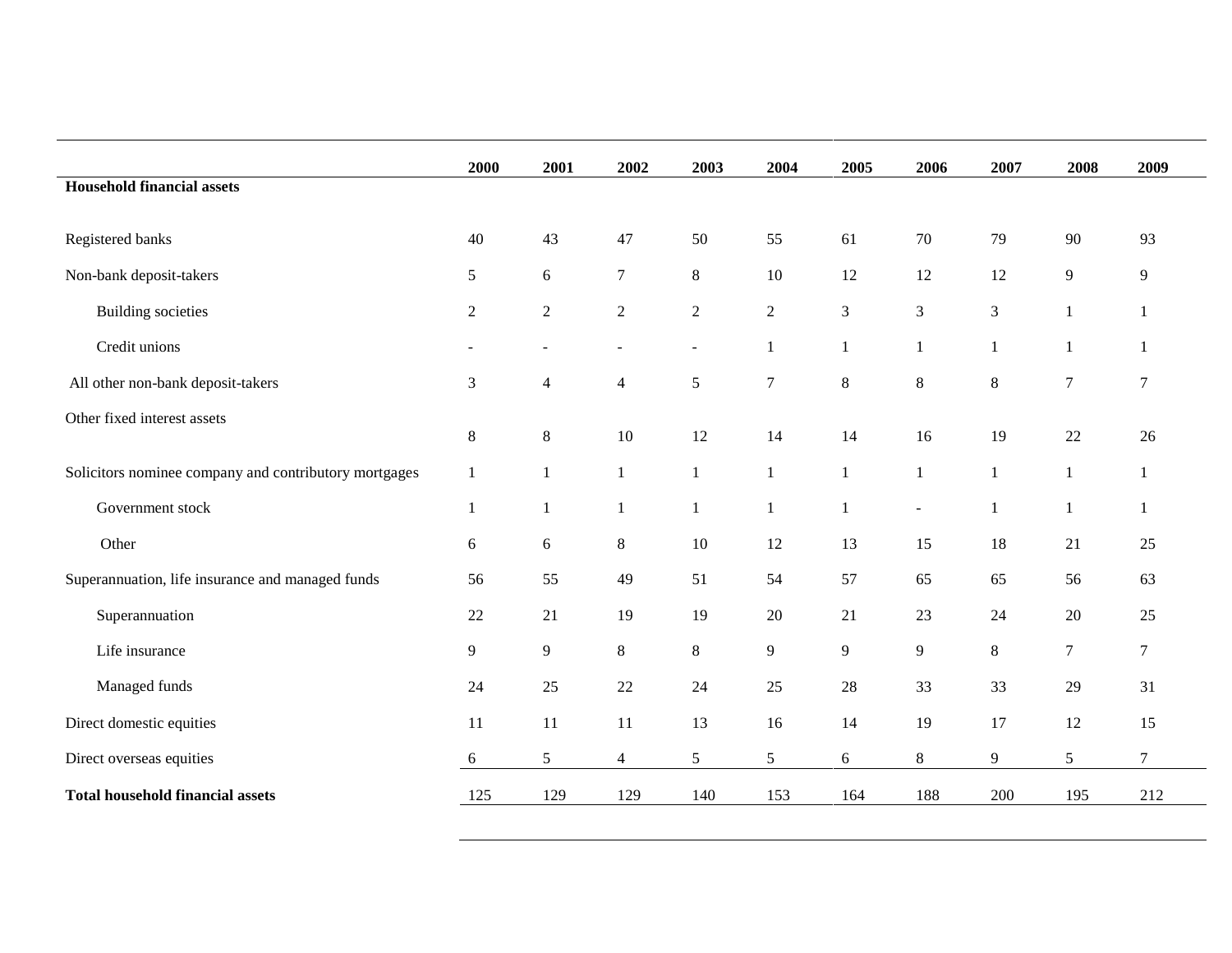| | 2000 | 2001 | 2002 | 2003 | 2004 | 2005 | 2006 | 2007 | 2008 | 2009 |
|---|---|---|---|---|---|---|---|---|---|---|
| **Household financial assets** | | | | | | | | | | |
| Registered banks | 40 | 43 | 47 | 50 | 55 | 61 | 70 | 79 | 90 | 93 |
| Non-bank deposit-takers | 5 | 6 | 7 | 8 | 10 | 12 | 12 | 12 | 9 | 9 |
| Building societies | 2 | 2 | 2 | 2 | 2 | 3 | 3 | 3 | 1 | 1 |
| Credit unions | - | - | - | - | 1 | 1 | 1 | 1 | 1 | 1 |
| All other non-bank deposit-takers | 3 | 4 | 4 | 5 | 7 | 8 | 8 | 8 | 7 | 7 |
| Other fixed interest assets | 8 | 8 | 10 | 12 | 14 | 14 | 16 | 19 | 22 | 26 |
| Solicitors nominee company and contributory mortgages | 1 | 1 | 1 | 1 | 1 | 1 | 1 | 1 | 1 | 1 |
| Government stock | 1 | 1 | 1 | 1 | 1 | 1 | - | 1 | 1 | 1 |
| Other | 6 | 6 | 8 | 10 | 12 | 13 | 15 | 18 | 21 | 25 |
| Superannuation, life insurance and managed funds | 56 | 55 | 49 | 51 | 54 | 57 | 65 | 65 | 56 | 63 |
| Superannuation | 22 | 21 | 19 | 19 | 20 | 21 | 23 | 24 | 20 | 25 |
| Life insurance | 9 | 9 | 8 | 8 | 9 | 9 | 9 | 8 | 7 | 7 |
| Managed funds | 24 | 25 | 22 | 24 | 25 | 28 | 33 | 33 | 29 | 31 |
| Direct domestic equities | 11 | 11 | 11 | 13 | 16 | 14 | 19 | 17 | 12 | 15 |
| Direct overseas equities | 6 | 5 | 4 | 5 | 5 | 6 | 8 | 9 | 5 | 7 |
| **Total household financial assets** | 125 | 129 | 129 | 140 | 153 | 164 | 188 | 200 | 195 | 212 |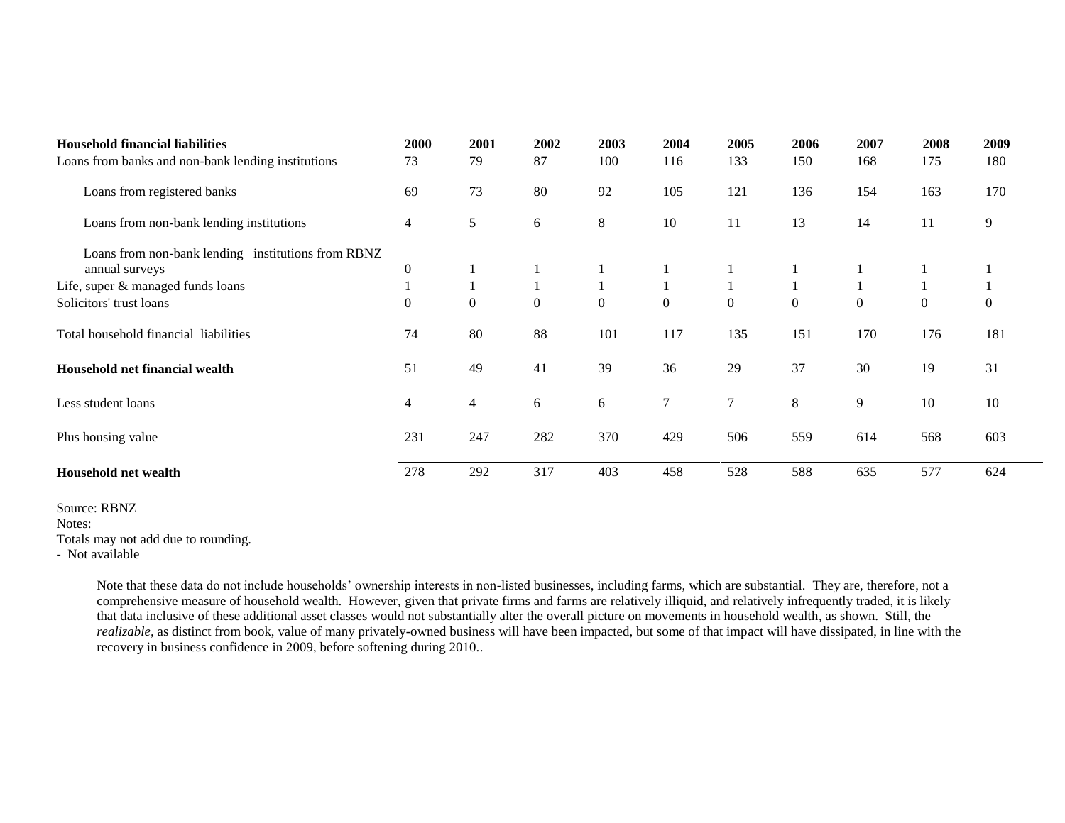| **Household financial liabilities** | **2000** | **2001** | **2002** | **2003** | **2004** | **2005** | **2006** | **2007** | **2008** | **2009** |
|---|---|---|---|---|---|---|---|---|---|---|
| Loans from banks and non-bank lending institutions | 73 | 79 | 87 | 100 | 116 | 133 | 150 | 168 | 175 | 180 |
| Loans from registered banks | 69 | 73 | 80 | 92 | 105 | 121 | 136 | 154 | 163 | 170 |
| Loans from non-bank lending institutions | 4 | 5 | 6 | 8 | 10 | 11 | 13 | 14 | 11 | 9 |
| Loans from non-bank lending institutions from RBNZ annual surveys | 0 | 1 | 1 | 1 | 1 | 1 | 1 | 1 | 1 | 1 |
| Life, super & managed funds loans | 1 | 1 | 1 | 1 | 1 | 1 | 1 | 1 | 1 | 1 |
| Solicitors' trust loans | 0 | 0 | 0 | 0 | 0 | 0 | 0 | 0 | 0 | 0 |
| Total household financial liabilities | 74 | 80 | 88 | 101 | 117 | 135 | 151 | 170 | 176 | 181 |
| **Household net financial wealth** | 51 | 49 | 41 | 39 | 36 | 29 | 37 | 30 | 19 | 31 |
| Less student loans | 4 | 4 | 6 | 6 | 7 | 7 | 8 | 9 | 10 | 10 |
| Plus housing value | 231 | 247 | 282 | 370 | 429 | 506 | 559 | 614 | 568 | 603 |
| **Household net wealth** | 278 | 292 | 317 | 403 | 458 | 528 | 588 | 635 | 577 | 624 |

Source: RBNZ
Notes:
Totals may not add due to rounding.
- Not available

Note that these data do not include households' ownership interests in non-listed businesses, including farms, which are substantial. They are, therefore, not a comprehensive measure of household wealth. However, given that private firms and farms are relatively illiquid, and relatively infrequently traded, it is likely that data inclusive of these additional asset classes would not substantially alter the overall picture on movements in household wealth, as shown. Still, the *realizable*, as distinct from book, value of many privately-owned business will have been impacted, but some of that impact will have dissipated, in line with the recovery in business confidence in 2009, before softening during 2010..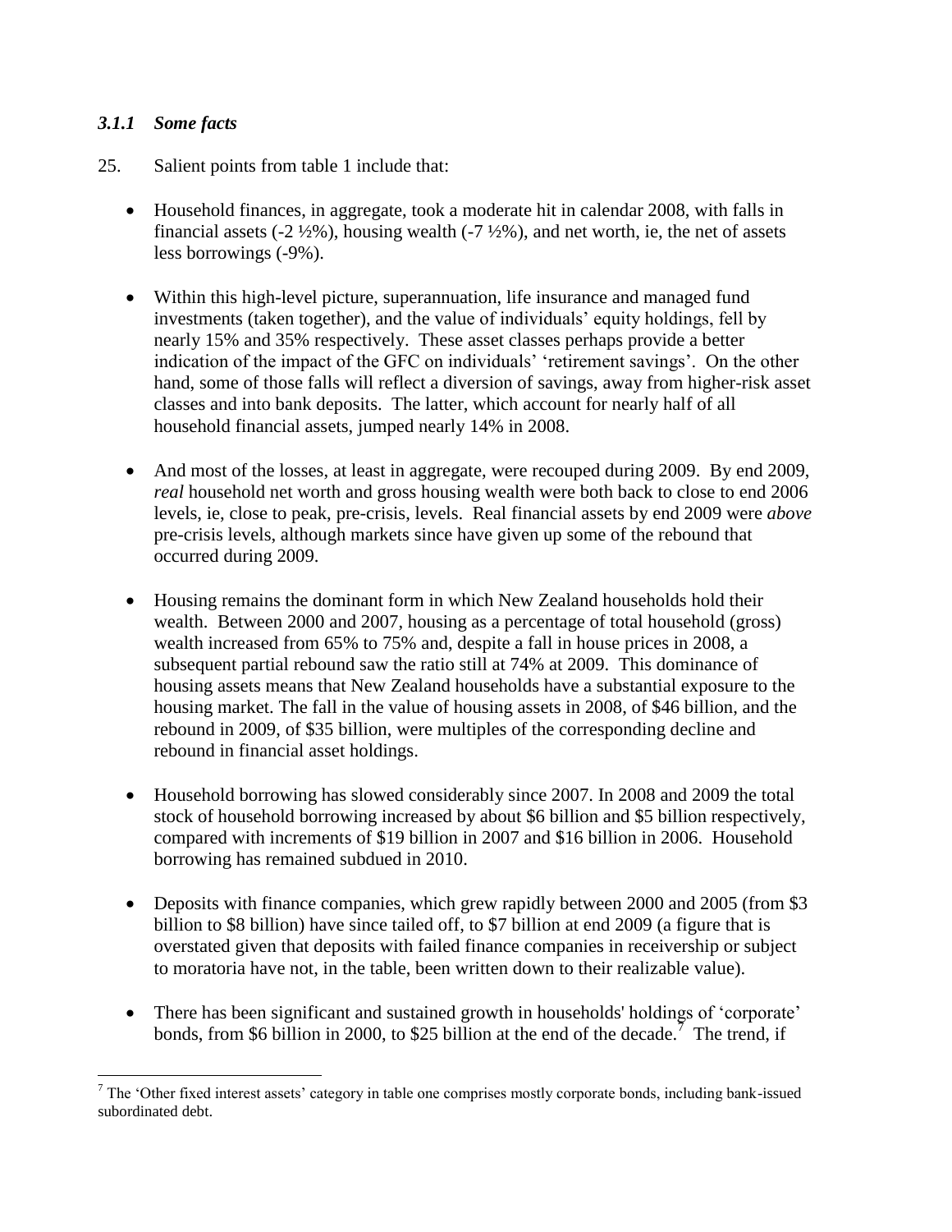### *3.1.1 Some facts*

25. Salient points from table 1 include that:

- Household finances, in aggregate, took a moderate hit in calendar 2008, with falls in financial assets (-2 ½%), housing wealth (-7 ½%), and net worth, ie, the net of assets less borrowings (-9%).

- Within this high-level picture, superannuation, life insurance and managed fund investments (taken together), and the value of individuals' equity holdings, fell by nearly 15% and 35% respectively. These asset classes perhaps provide a better indication of the impact of the GFC on individuals' 'retirement savings'. On the other hand, some of those falls will reflect a diversion of savings, away from higher-risk asset classes and into bank deposits. The latter, which account for nearly half of all household financial assets, jumped nearly 14% in 2008.

- And most of the losses, at least in aggregate, were recouped during 2009. By end 2009, *real* household net worth and gross housing wealth were both back to close to end 2006 levels, ie, close to peak, pre-crisis, levels. Real financial assets by end 2009 were *above* pre-crisis levels, although markets since have given up some of the rebound that occurred during 2009.

- Housing remains the dominant form in which New Zealand households hold their wealth. Between 2000 and 2007, housing as a percentage of total household (gross) wealth increased from 65% to 75% and, despite a fall in house prices in 2008, a subsequent partial rebound saw the ratio still at 74% at 2009. This dominance of housing assets means that New Zealand households have a substantial exposure to the housing market. The fall in the value of housing assets in 2008, of $46 billion, and the rebound in 2009, of $35 billion, were multiples of the corresponding decline and rebound in financial asset holdings.

- Household borrowing has slowed considerably since 2007. In 2008 and 2009 the total stock of household borrowing increased by about $6 billion and $5 billion respectively, compared with increments of $19 billion in 2007 and $16 billion in 2006. Household borrowing has remained subdued in 2010.

- Deposits with finance companies, which grew rapidly between 2000 and 2005 (from $3 billion to $8 billion) have since tailed off, to $7 billion at end 2009 (a figure that is overstated given that deposits with failed finance companies in receivership or subject to moratoria have not, in the table, been written down to their realizable value).

- There has been significant and sustained growth in households' holdings of 'corporate' bonds, from $6 billion in 2000, to $25 billion at the end of the decade.[7] The trend, if

[7] The 'Other fixed interest assets' category in table one comprises mostly corporate bonds, including bank-issued subordinated debt.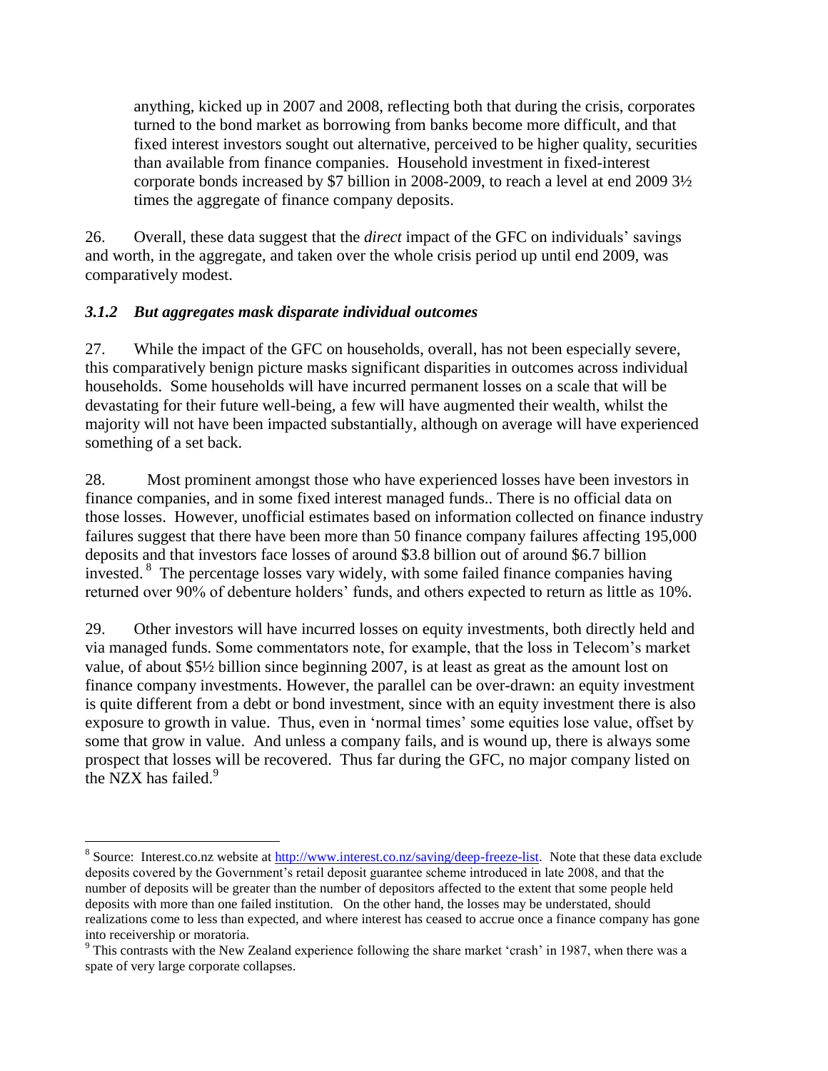anything, kicked up in 2007 and 2008, reflecting both that during the crisis, corporates turned to the bond market as borrowing from banks become more difficult, and that fixed interest investors sought out alternative, perceived to be higher quality, securities than available from finance companies. Household investment in fixed-interest corporate bonds increased by $7 billion in 2008-2009, to reach a level at end 2009 3½ times the aggregate of finance company deposits.

26. Overall, these data suggest that the *direct* impact of the GFC on individuals' savings and worth, in the aggregate, and taken over the whole crisis period up until end 2009, was comparatively modest.

### *3.1.2 But aggregates mask disparate individual outcomes*

27. While the impact of the GFC on households, overall, has not been especially severe, this comparatively benign picture masks significant disparities in outcomes across individual households. Some households will have incurred permanent losses on a scale that will be devastating for their future well-being, a few will have augmented their wealth, whilst the majority will not have been impacted substantially, although on average will have experienced something of a set back.

28. Most prominent amongst those who have experienced losses have been investors in finance companies, and in some fixed interest managed funds.. There is no official data on those losses. However, unofficial estimates based on information collected on finance industry failures suggest that there have been more than 50 finance company failures affecting 195,000 deposits and that investors face losses of around $3.8 billion out of around $6.7 billion invested.[8] The percentage losses vary widely, with some failed finance companies having returned over 90% of debenture holders' funds, and others expected to return as little as 10%.

29. Other investors will have incurred losses on equity investments, both directly held and via managed funds. Some commentators note, for example, that the loss in Telecom's market value, of about $5½ billion since beginning 2007, is at least as great as the amount lost on finance company investments. However, the parallel can be over-drawn: an equity investment is quite different from a debt or bond investment, since with an equity investment there is also exposure to growth in value. Thus, even in 'normal times' some equities lose value, offset by some that grow in value. And unless a company fails, and is wound up, there is always some prospect that losses will be recovered. Thus far during the GFC, no major company listed on the NZX has failed.[9]

---

[8] Source: Interest.co.nz website at http://www.interest.co.nz/saving/deep-freeze-list. Note that these data exclude deposits covered by the Government's retail deposit guarantee scheme introduced in late 2008, and that the number of deposits will be greater than the number of depositors affected to the extent that some people held deposits with more than one failed institution. On the other hand, the losses may be understated, should realizations come to less than expected, and where interest has ceased to accrue once a finance company has gone into receivership or moratoria.

[9] This contrasts with the New Zealand experience following the share market 'crash' in 1987, when there was a spate of very large corporate collapses.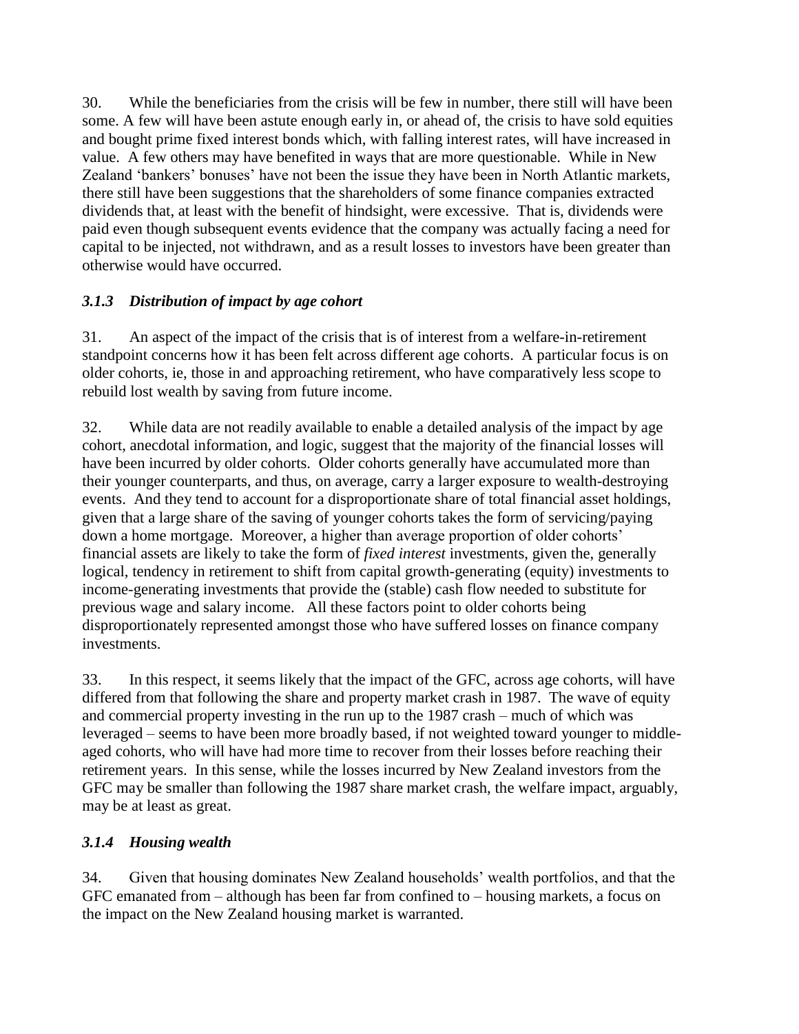30. While the beneficiaries from the crisis will be few in number, there still will have been some. A few will have been astute enough early in, or ahead of, the crisis to have sold equities and bought prime fixed interest bonds which, with falling interest rates, will have increased in value. A few others may have benefited in ways that are more questionable. While in New Zealand 'bankers' bonuses' have not been the issue they have been in North Atlantic markets, there still have been suggestions that the shareholders of some finance companies extracted dividends that, at least with the benefit of hindsight, were excessive. That is, dividends were paid even though subsequent events evidence that the company was actually facing a need for capital to be injected, not withdrawn, and as a result losses to investors have been greater than otherwise would have occurred.

### *3.1.3 Distribution of impact by age cohort*

31. An aspect of the impact of the crisis that is of interest from a welfare-in-retirement standpoint concerns how it has been felt across different age cohorts. A particular focus is on older cohorts, ie, those in and approaching retirement, who have comparatively less scope to rebuild lost wealth by saving from future income.

32. While data are not readily available to enable a detailed analysis of the impact by age cohort, anecdotal information, and logic, suggest that the majority of the financial losses will have been incurred by older cohorts. Older cohorts generally have accumulated more than their younger counterparts, and thus, on average, carry a larger exposure to wealth-destroying events. And they tend to account for a disproportionate share of total financial asset holdings, given that a large share of the saving of younger cohorts takes the form of servicing/paying down a home mortgage. Moreover, a higher than average proportion of older cohorts' financial assets are likely to take the form of *fixed interest* investments, given the, generally logical, tendency in retirement to shift from capital growth-generating (equity) investments to income-generating investments that provide the (stable) cash flow needed to substitute for previous wage and salary income. All these factors point to older cohorts being disproportionately represented amongst those who have suffered losses on finance company investments.

33. In this respect, it seems likely that the impact of the GFC, across age cohorts, will have differed from that following the share and property market crash in 1987. The wave of equity and commercial property investing in the run up to the 1987 crash – much of which was leveraged – seems to have been more broadly based, if not weighted toward younger to middle-aged cohorts, who will have had more time to recover from their losses before reaching their retirement years. In this sense, while the losses incurred by New Zealand investors from the GFC may be smaller than following the 1987 share market crash, the welfare impact, arguably, may be at least as great.

### *3.1.4 Housing wealth*

34. Given that housing dominates New Zealand households' wealth portfolios, and that the GFC emanated from – although has been far from confined to – housing markets, a focus on the impact on the New Zealand housing market is warranted.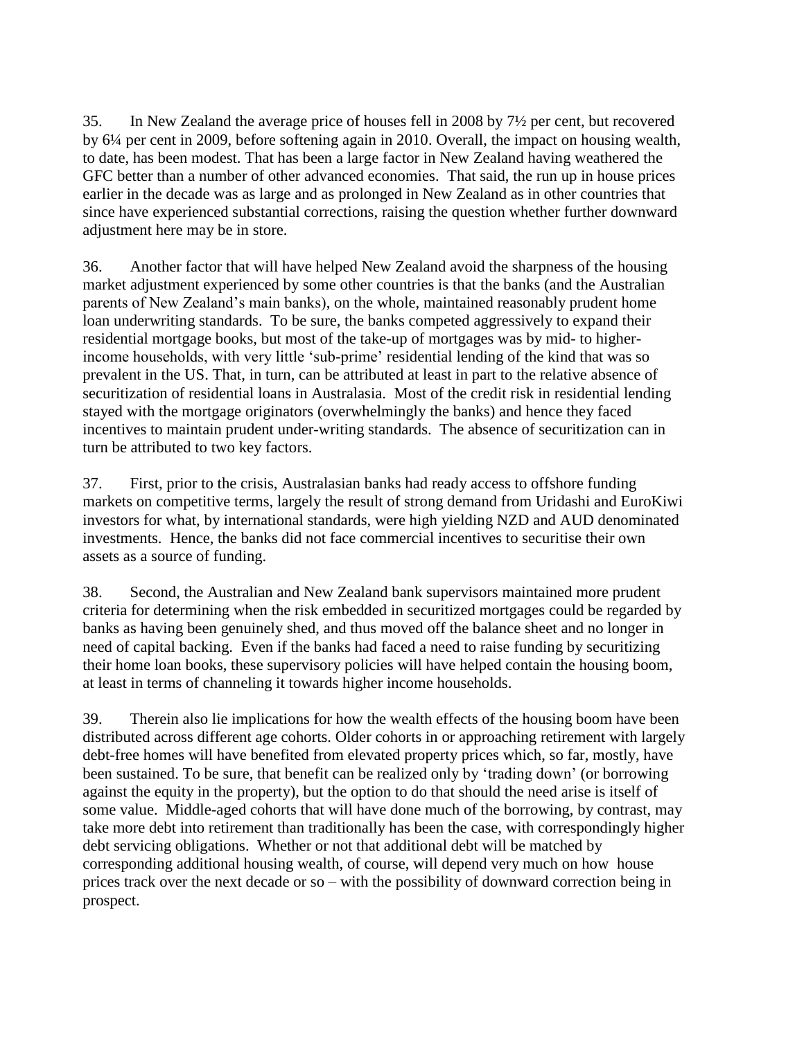35. In New Zealand the average price of houses fell in 2008 by 7½ per cent, but recovered by 6¼ per cent in 2009, before softening again in 2010. Overall, the impact on housing wealth, to date, has been modest. That has been a large factor in New Zealand having weathered the GFC better than a number of other advanced economies. That said, the run up in house prices earlier in the decade was as large and as prolonged in New Zealand as in other countries that since have experienced substantial corrections, raising the question whether further downward adjustment here may be in store.

36. Another factor that will have helped New Zealand avoid the sharpness of the housing market adjustment experienced by some other countries is that the banks (and the Australian parents of New Zealand's main banks), on the whole, maintained reasonably prudent home loan underwriting standards. To be sure, the banks competed aggressively to expand their residential mortgage books, but most of the take-up of mortgages was by mid- to higher-income households, with very little 'sub-prime' residential lending of the kind that was so prevalent in the US. That, in turn, can be attributed at least in part to the relative absence of securitization of residential loans in Australasia. Most of the credit risk in residential lending stayed with the mortgage originators (overwhelmingly the banks) and hence they faced incentives to maintain prudent under-writing standards. The absence of securitization can in turn be attributed to two key factors.

37. First, prior to the crisis, Australasian banks had ready access to offshore funding markets on competitive terms, largely the result of strong demand from Uridashi and EuroKiwi investors for what, by international standards, were high yielding NZD and AUD denominated investments. Hence, the banks did not face commercial incentives to securitise their own assets as a source of funding.

38. Second, the Australian and New Zealand bank supervisors maintained more prudent criteria for determining when the risk embedded in securitized mortgages could be regarded by banks as having been genuinely shed, and thus moved off the balance sheet and no longer in need of capital backing. Even if the banks had faced a need to raise funding by securitizing their home loan books, these supervisory policies will have helped contain the housing boom, at least in terms of channeling it towards higher income households.

39. Therein also lie implications for how the wealth effects of the housing boom have been distributed across different age cohorts. Older cohorts in or approaching retirement with largely debt-free homes will have benefited from elevated property prices which, so far, mostly, have been sustained. To be sure, that benefit can be realized only by 'trading down' (or borrowing against the equity in the property), but the option to do that should the need arise is itself of some value. Middle-aged cohorts that will have done much of the borrowing, by contrast, may take more debt into retirement than traditionally has been the case, with correspondingly higher debt servicing obligations. Whether or not that additional debt will be matched by corresponding additional housing wealth, of course, will depend very much on how house prices track over the next decade or so – with the possibility of downward correction being in prospect.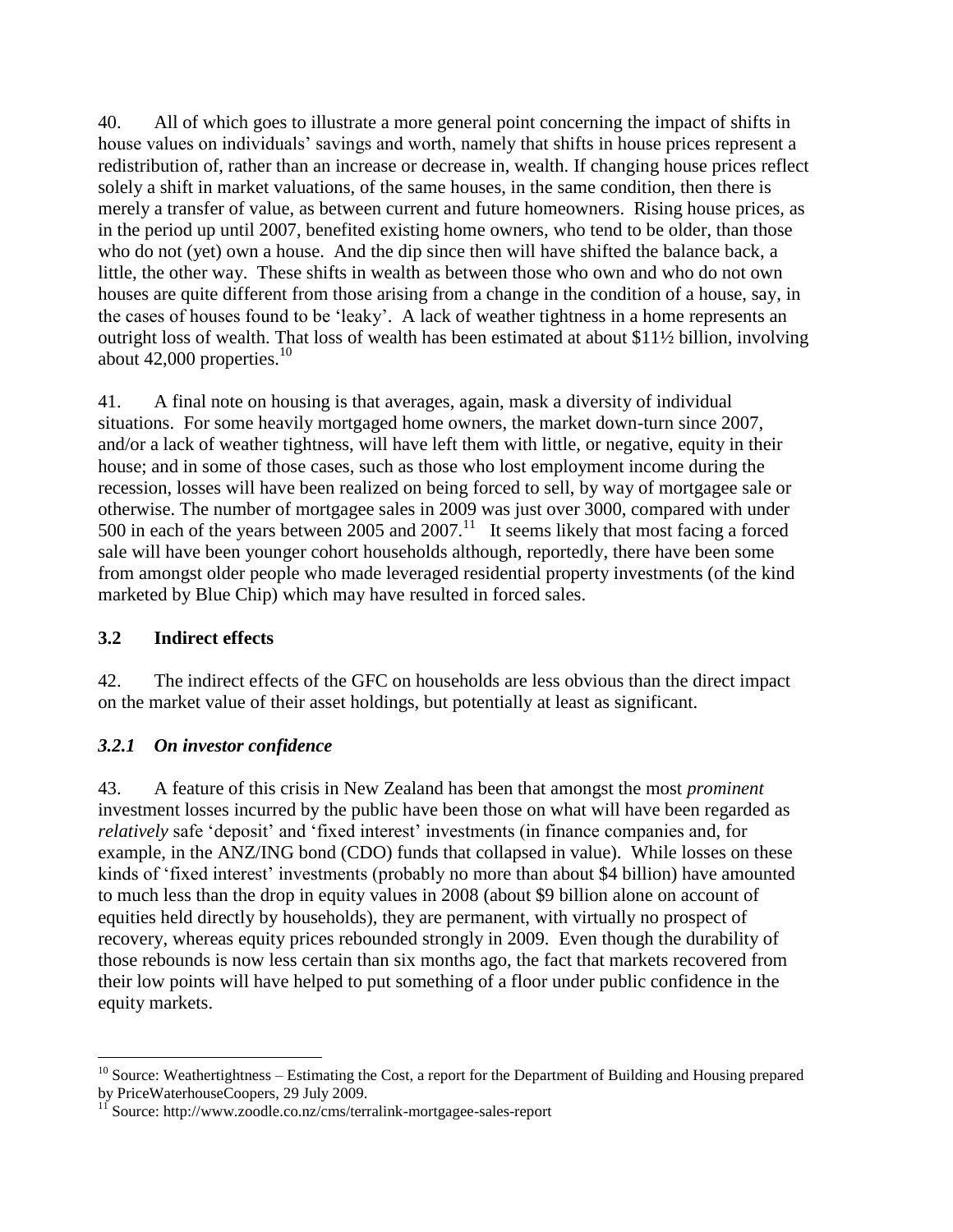40. All of which goes to illustrate a more general point concerning the impact of shifts in house values on individuals' savings and worth, namely that shifts in house prices represent a redistribution of, rather than an increase or decrease in, wealth. If changing house prices reflect solely a shift in market valuations, of the same houses, in the same condition, then there is merely a transfer of value, as between current and future homeowners. Rising house prices, as in the period up until 2007, benefited existing home owners, who tend to be older, than those who do not (yet) own a house. And the dip since then will have shifted the balance back, a little, the other way. These shifts in wealth as between those who own and who do not own houses are quite different from those arising from a change in the condition of a house, say, in the cases of houses found to be 'leaky'. A lack of weather tightness in a home represents an outright loss of wealth. That loss of wealth has been estimated at about $11½ billion, involving about 42,000 properties.[10]

41. A final note on housing is that averages, again, mask a diversity of individual situations. For some heavily mortgaged home owners, the market down-turn since 2007, and/or a lack of weather tightness, will have left them with little, or negative, equity in their house; and in some of those cases, such as those who lost employment income during the recession, losses will have been realized on being forced to sell, by way of mortgagee sale or otherwise. The number of mortgagee sales in 2009 was just over 3000, compared with under 500 in each of the years between 2005 and 2007.[11] It seems likely that most facing a forced sale will have been younger cohort households although, reportedly, there have been some from amongst older people who made leveraged residential property investments (of the kind marketed by Blue Chip) which may have resulted in forced sales.

## 3.2 Indirect effects

42. The indirect effects of the GFC on households are less obvious than the direct impact on the market value of their asset holdings, but potentially at least as significant.

### *3.2.1 On investor confidence*

43. A feature of this crisis in New Zealand has been that amongst the most *prominent* investment losses incurred by the public have been those on what will have been regarded as *relatively* safe 'deposit' and 'fixed interest' investments (in finance companies and, for example, in the ANZ/ING bond (CDO) funds that collapsed in value). While losses on these kinds of 'fixed interest' investments (probably no more than about $4 billion) have amounted to much less than the drop in equity values in 2008 (about $9 billion alone on account of equities held directly by households), they are permanent, with virtually no prospect of recovery, whereas equity prices rebounded strongly in 2009. Even though the durability of those rebounds is now less certain than six months ago, the fact that markets recovered from their low points will have helped to put something of a floor under public confidence in the equity markets.

---

[10] Source: Weathertightness – Estimating the Cost, a report for the Department of Building and Housing prepared by PriceWaterhouseCoopers, 29 July 2009.

[11] Source: http://www.zoodle.co.nz/cms/terralink-mortgagee-sales-report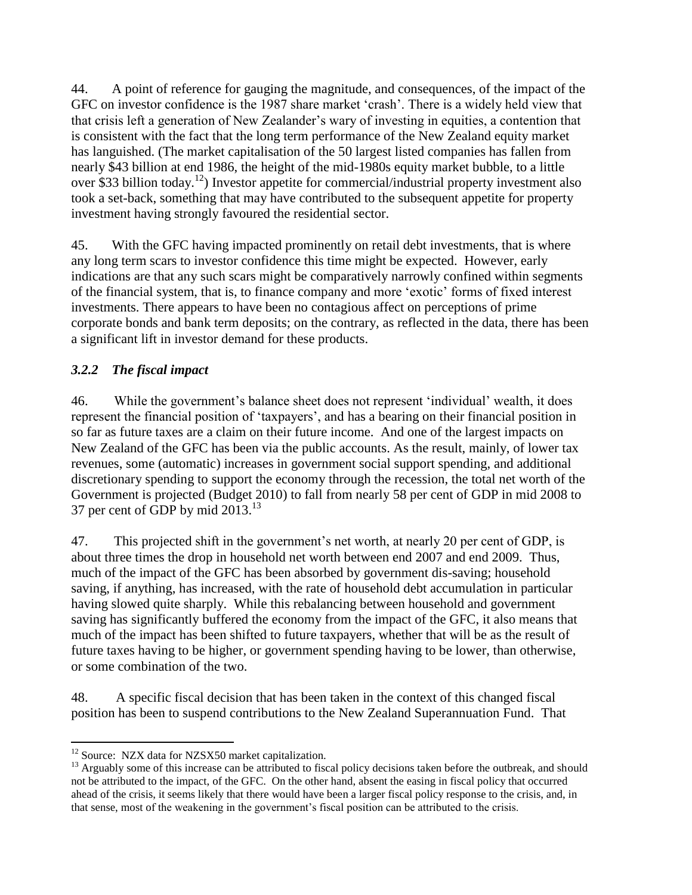44. A point of reference for gauging the magnitude, and consequences, of the impact of the GFC on investor confidence is the 1987 share market 'crash'. There is a widely held view that that crisis left a generation of New Zealander's wary of investing in equities, a contention that is consistent with the fact that the long term performance of the New Zealand equity market has languished. (The market capitalisation of the 50 largest listed companies has fallen from nearly $43 billion at end 1986, the height of the mid-1980s equity market bubble, to a little over $33 billion today.[12]) Investor appetite for commercial/industrial property investment also took a set-back, something that may have contributed to the subsequent appetite for property investment having strongly favoured the residential sector.

45. With the GFC having impacted prominently on retail debt investments, that is where any long term scars to investor confidence this time might be expected. However, early indications are that any such scars might be comparatively narrowly confined within segments of the financial system, that is, to finance company and more 'exotic' forms of fixed interest investments. There appears to have been no contagious affect on perceptions of prime corporate bonds and bank term deposits; on the contrary, as reflected in the data, there has been a significant lift in investor demand for these products.

### *3.2.2 The fiscal impact*

46. While the government's balance sheet does not represent 'individual' wealth, it does represent the financial position of 'taxpayers', and has a bearing on their financial position in so far as future taxes are a claim on their future income. And one of the largest impacts on New Zealand of the GFC has been via the public accounts. As the result, mainly, of lower tax revenues, some (automatic) increases in government social support spending, and additional discretionary spending to support the economy through the recession, the total net worth of the Government is projected (Budget 2010) to fall from nearly 58 per cent of GDP in mid 2008 to 37 per cent of GDP by mid 2013.[13]

47. This projected shift in the government's net worth, at nearly 20 per cent of GDP, is about three times the drop in household net worth between end 2007 and end 2009. Thus, much of the impact of the GFC has been absorbed by government dis-saving; household saving, if anything, has increased, with the rate of household debt accumulation in particular having slowed quite sharply. While this rebalancing between household and government saving has significantly buffered the economy from the impact of the GFC, it also means that much of the impact has been shifted to future taxpayers, whether that will be as the result of future taxes having to be higher, or government spending having to be lower, than otherwise, or some combination of the two.

48. A specific fiscal decision that has been taken in the context of this changed fiscal position has been to suspend contributions to the New Zealand Superannuation Fund. That

---

[12] Source: NZX data for NZSX50 market capitalization.

[13] Arguably some of this increase can be attributed to fiscal policy decisions taken before the outbreak, and should not be attributed to the impact, of the GFC. On the other hand, absent the easing in fiscal policy that occurred ahead of the crisis, it seems likely that there would have been a larger fiscal policy response to the crisis, and, in that sense, most of the weakening in the government's fiscal position can be attributed to the crisis.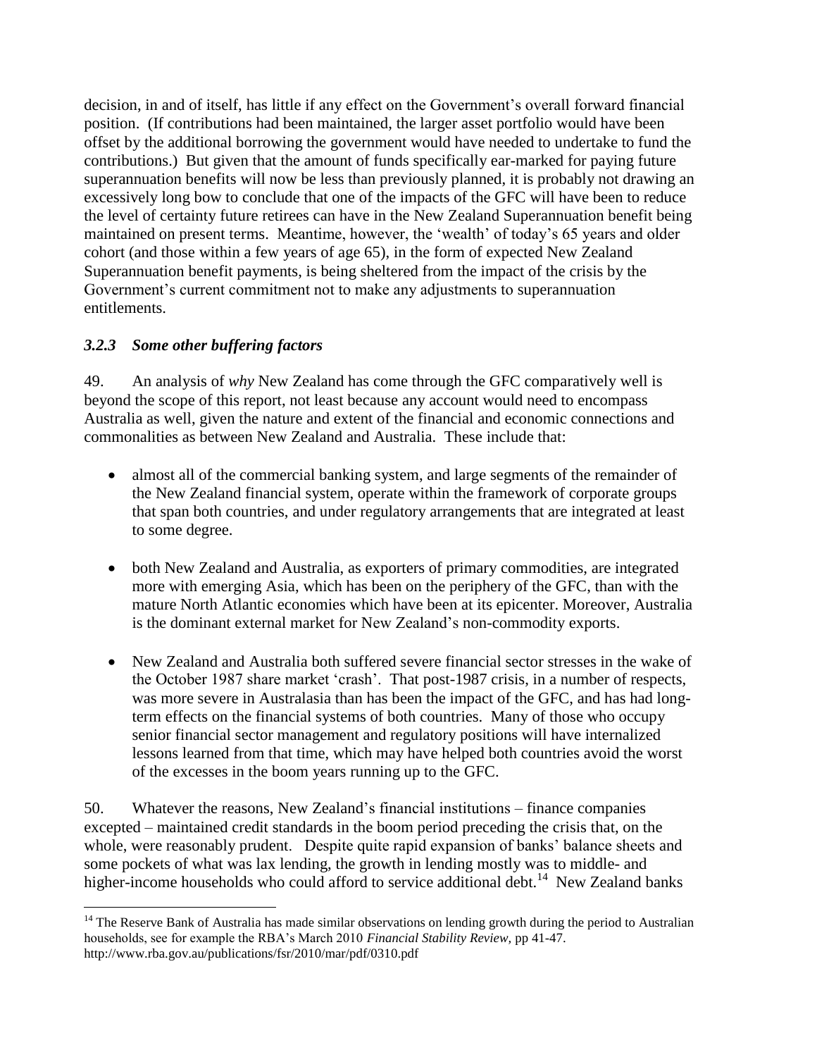decision, in and of itself, has little if any effect on the Government's overall forward financial position. (If contributions had been maintained, the larger asset portfolio would have been offset by the additional borrowing the government would have needed to undertake to fund the contributions.) But given that the amount of funds specifically ear-marked for paying future superannuation benefits will now be less than previously planned, it is probably not drawing an excessively long bow to conclude that one of the impacts of the GFC will have been to reduce the level of certainty future retirees can have in the New Zealand Superannuation benefit being maintained on present terms. Meantime, however, the 'wealth' of today's 65 years and older cohort (and those within a few years of age 65), in the form of expected New Zealand Superannuation benefit payments, is being sheltered from the impact of the crisis by the Government's current commitment not to make any adjustments to superannuation entitlements.

### *3.2.3 Some other buffering factors*

49. An analysis of *why* New Zealand has come through the GFC comparatively well is beyond the scope of this report, not least because any account would need to encompass Australia as well, given the nature and extent of the financial and economic connections and commonalities as between New Zealand and Australia. These include that:

- almost all of the commercial banking system, and large segments of the remainder of the New Zealand financial system, operate within the framework of corporate groups that span both countries, and under regulatory arrangements that are integrated at least to some degree.

- both New Zealand and Australia, as exporters of primary commodities, are integrated more with emerging Asia, which has been on the periphery of the GFC, than with the mature North Atlantic economies which have been at its epicenter. Moreover, Australia is the dominant external market for New Zealand's non-commodity exports.

- New Zealand and Australia both suffered severe financial sector stresses in the wake of the October 1987 share market 'crash'. That post-1987 crisis, in a number of respects, was more severe in Australasia than has been the impact of the GFC, and has had long-term effects on the financial systems of both countries. Many of those who occupy senior financial sector management and regulatory positions will have internalized lessons learned from that time, which may have helped both countries avoid the worst of the excesses in the boom years running up to the GFC.

50. Whatever the reasons, New Zealand's financial institutions – finance companies excepted – maintained credit standards in the boom period preceding the crisis that, on the whole, were reasonably prudent. Despite quite rapid expansion of banks' balance sheets and some pockets of what was lax lending, the growth in lending mostly was to middle- and higher-income households who could afford to service additional debt.[14] New Zealand banks

---

[14] The Reserve Bank of Australia has made similar observations on lending growth during the period to Australian households, see for example the RBA's March 2010 *Financial Stability Review,* pp 41-47. http://www.rba.gov.au/publications/fsr/2010/mar/pdf/0310.pdf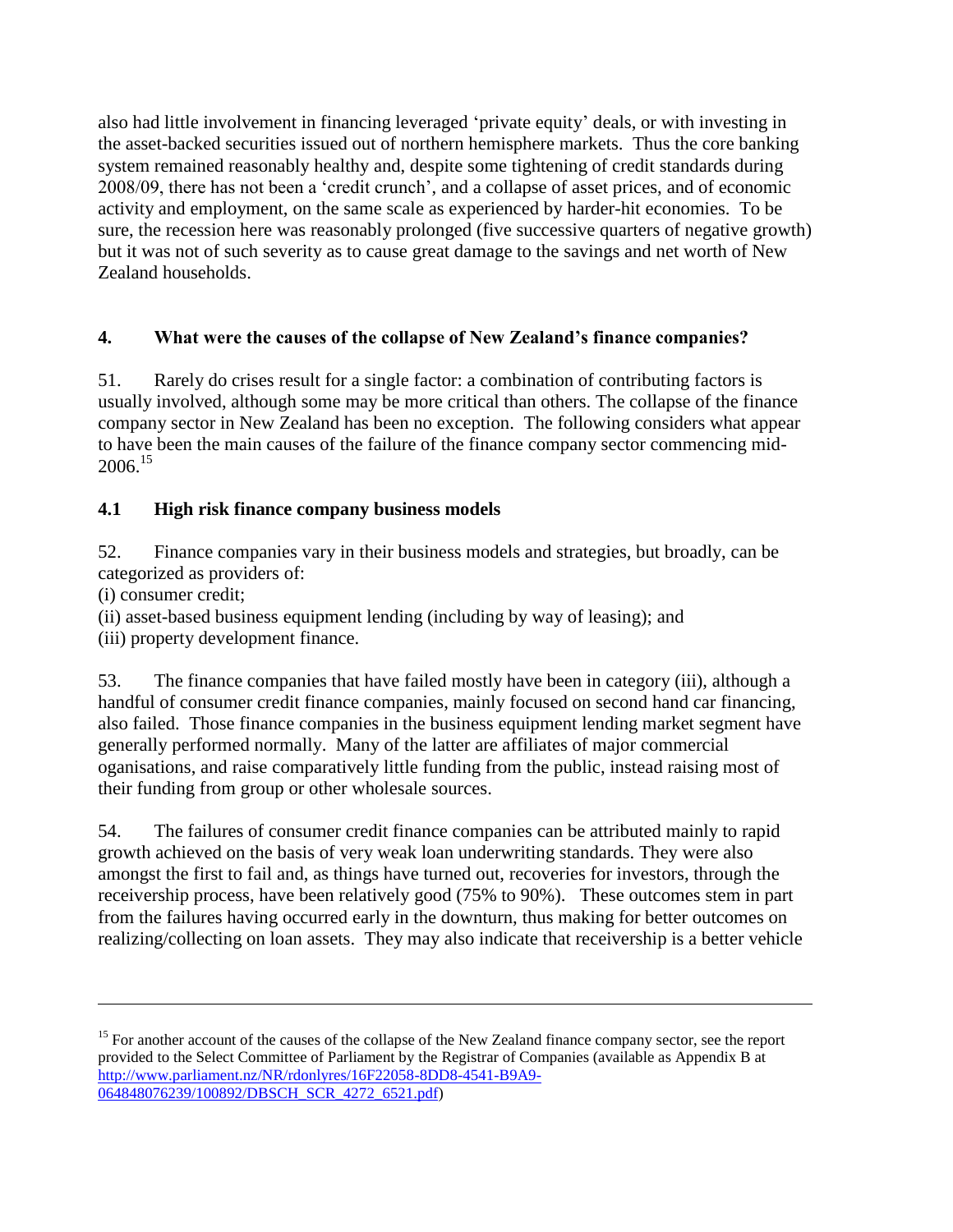also had little involvement in financing leveraged 'private equity' deals, or with investing in the asset-backed securities issued out of northern hemisphere markets. Thus the core banking system remained reasonably healthy and, despite some tightening of credit standards during 2008/09, there has not been a 'credit crunch', and a collapse of asset prices, and of economic activity and employment, on the same scale as experienced by harder-hit economies. To be sure, the recession here was reasonably prolonged (five successive quarters of negative growth) but it was not of such severity as to cause great damage to the savings and net worth of New Zealand households.

## 4. What were the causes of the collapse of New Zealand's finance companies?

51. Rarely do crises result for a single factor: a combination of contributing factors is usually involved, although some may be more critical than others. The collapse of the finance company sector in New Zealand has been no exception. The following considers what appear to have been the main causes of the failure of the finance company sector commencing mid-2006.[15]

### 4.1 High risk finance company business models

52. Finance companies vary in their business models and strategies, but broadly, can be categorized as providers of:

(i) consumer credit;
(ii) asset-based business equipment lending (including by way of leasing); and
(iii) property development finance.

53. The finance companies that have failed mostly have been in category (iii), although a handful of consumer credit finance companies, mainly focused on second hand car financing, also failed. Those finance companies in the business equipment lending market segment have generally performed normally. Many of the latter are affiliates of major commercial oganisations, and raise comparatively little funding from the public, instead raising most of their funding from group or other wholesale sources.

54. The failures of consumer credit finance companies can be attributed mainly to rapid growth achieved on the basis of very weak loan underwriting standards. They were also amongst the first to fail and, as things have turned out, recoveries for investors, through the receivership process, have been relatively good (75% to 90%). These outcomes stem in part from the failures having occurred early in the downturn, thus making for better outcomes on realizing/collecting on loan assets. They may also indicate that receivership is a better vehicle

---

[15] For another account of the causes of the collapse of the New Zealand finance company sector, see the report provided to the Select Committee of Parliament by the Registrar of Companies (available as Appendix B at http://www.parliament.nz/NR/rdonlyres/16F22058-8DD8-4541-B9A9-064848076239/100892/DBSCH_SCR_4272_6521.pdf)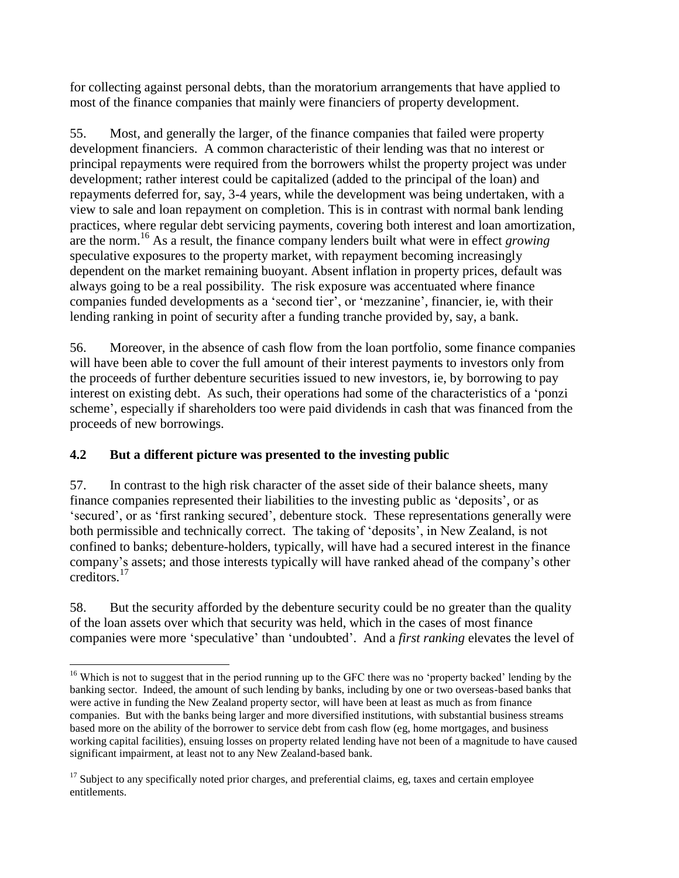for collecting against personal debts, than the moratorium arrangements that have applied to most of the finance companies that mainly were financiers of property development.

55. Most, and generally the larger, of the finance companies that failed were property development financiers. A common characteristic of their lending was that no interest or principal repayments were required from the borrowers whilst the property project was under development; rather interest could be capitalized (added to the principal of the loan) and repayments deferred for, say, 3-4 years, while the development was being undertaken, with a view to sale and loan repayment on completion. This is in contrast with normal bank lending practices, where regular debt servicing payments, covering both interest and loan amortization, are the norm.[16] As a result, the finance company lenders built what were in effect *growing* speculative exposures to the property market, with repayment becoming increasingly dependent on the market remaining buoyant. Absent inflation in property prices, default was always going to be a real possibility. The risk exposure was accentuated where finance companies funded developments as a 'second tier', or 'mezzanine', financier, ie, with their lending ranking in point of security after a funding tranche provided by, say, a bank.

56. Moreover, in the absence of cash flow from the loan portfolio, some finance companies will have been able to cover the full amount of their interest payments to investors only from the proceeds of further debenture securities issued to new investors, ie, by borrowing to pay interest on existing debt. As such, their operations had some of the characteristics of a 'ponzi scheme', especially if shareholders too were paid dividends in cash that was financed from the proceeds of new borrowings.

### 4.2 But a different picture was presented to the investing public

57. In contrast to the high risk character of the asset side of their balance sheets, many finance companies represented their liabilities to the investing public as 'deposits', or as 'secured', or as 'first ranking secured', debenture stock. These representations generally were both permissible and technically correct. The taking of 'deposits', in New Zealand, is not confined to banks; debenture-holders, typically, will have had a secured interest in the finance company's assets; and those interests typically will have ranked ahead of the company's other creditors.[17]

58. But the security afforded by the debenture security could be no greater than the quality of the loan assets over which that security was held, which in the cases of most finance companies were more 'speculative' than 'undoubted'. And a *first ranking* elevates the level of

---

[16] Which is not to suggest that in the period running up to the GFC there was no 'property backed' lending by the banking sector. Indeed, the amount of such lending by banks, including by one or two overseas-based banks that were active in funding the New Zealand property sector, will have been at least as much as from finance companies. But with the banks being larger and more diversified institutions, with substantial business streams based more on the ability of the borrower to service debt from cash flow (eg, home mortgages, and business working capital facilities), ensuing losses on property related lending have not been of a magnitude to have caused significant impairment, at least not to any New Zealand-based bank.

[17] Subject to any specifically noted prior charges, and preferential claims, eg, taxes and certain employee entitlements.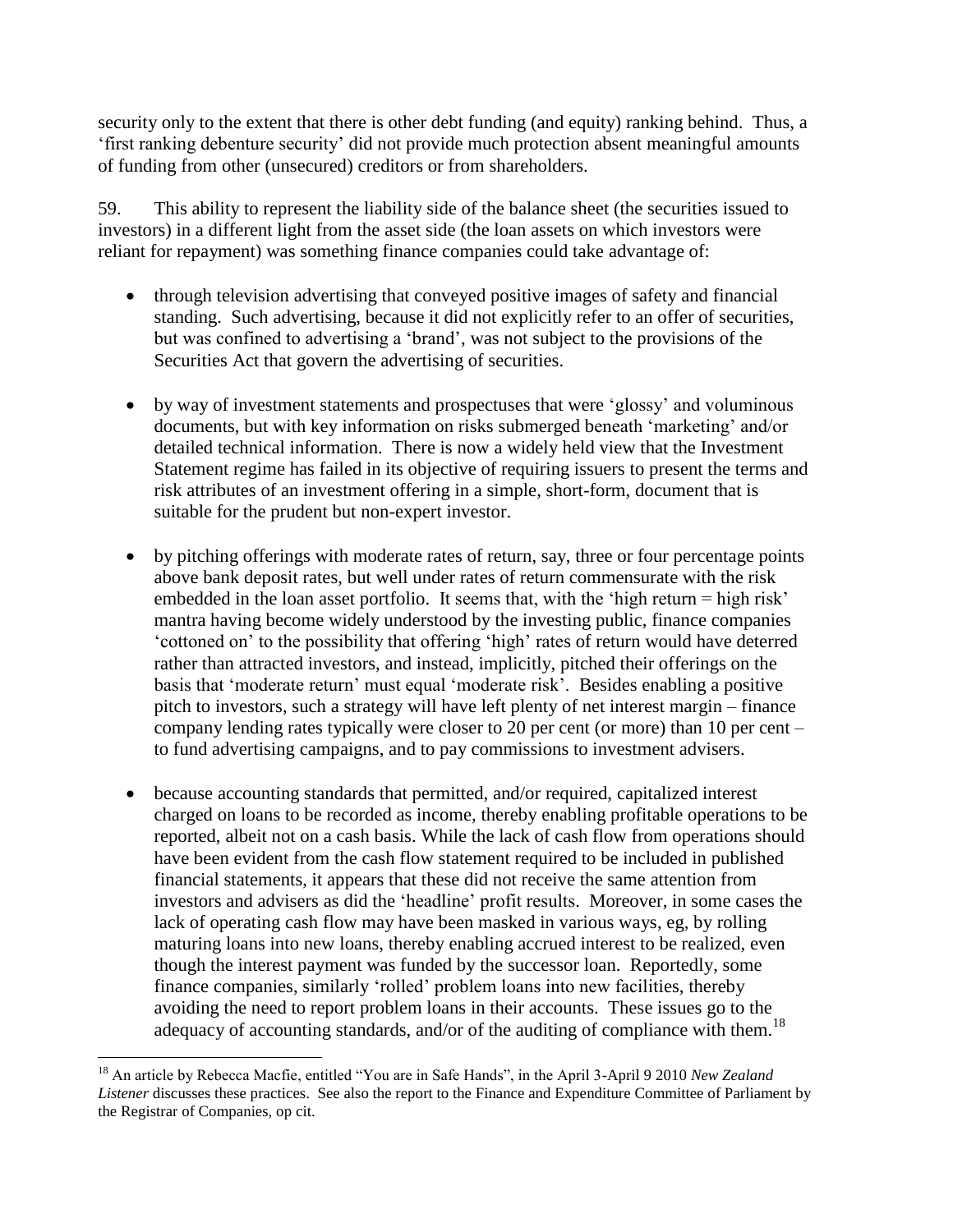security only to the extent that there is other debt funding (and equity) ranking behind. Thus, a 'first ranking debenture security' did not provide much protection absent meaningful amounts of funding from other (unsecured) creditors or from shareholders.

59. This ability to represent the liability side of the balance sheet (the securities issued to investors) in a different light from the asset side (the loan assets on which investors were reliant for repayment) was something finance companies could take advantage of:

- through television advertising that conveyed positive images of safety and financial standing. Such advertising, because it did not explicitly refer to an offer of securities, but was confined to advertising a 'brand', was not subject to the provisions of the Securities Act that govern the advertising of securities.

- by way of investment statements and prospectuses that were 'glossy' and voluminous documents, but with key information on risks submerged beneath 'marketing' and/or detailed technical information. There is now a widely held view that the Investment Statement regime has failed in its objective of requiring issuers to present the terms and risk attributes of an investment offering in a simple, short-form, document that is suitable for the prudent but non-expert investor.

- by pitching offerings with moderate rates of return, say, three or four percentage points above bank deposit rates, but well under rates of return commensurate with the risk embedded in the loan asset portfolio. It seems that, with the 'high return = high risk' mantra having become widely understood by the investing public, finance companies 'cottoned on' to the possibility that offering 'high' rates of return would have deterred rather than attracted investors, and instead, implicitly, pitched their offerings on the basis that 'moderate return' must equal 'moderate risk'. Besides enabling a positive pitch to investors, such a strategy will have left plenty of net interest margin – finance company lending rates typically were closer to 20 per cent (or more) than 10 per cent – to fund advertising campaigns, and to pay commissions to investment advisers.

- because accounting standards that permitted, and/or required, capitalized interest charged on loans to be recorded as income, thereby enabling profitable operations to be reported, albeit not on a cash basis. While the lack of cash flow from operations should have been evident from the cash flow statement required to be included in published financial statements, it appears that these did not receive the same attention from investors and advisers as did the 'headline' profit results. Moreover, in some cases the lack of operating cash flow may have been masked in various ways, eg, by rolling maturing loans into new loans, thereby enabling accrued interest to be realized, even though the interest payment was funded by the successor loan. Reportedly, some finance companies, similarly 'rolled' problem loans into new facilities, thereby avoiding the need to report problem loans in their accounts. These issues go to the adequacy of accounting standards, and/or of the auditing of compliance with them.[18]

---

[18] An article by Rebecca Macfie, entitled "You are in Safe Hands", in the April 3-April 9 2010 *New Zealand Listener* discusses these practices. See also the report to the Finance and Expenditure Committee of Parliament by the Registrar of Companies, op cit.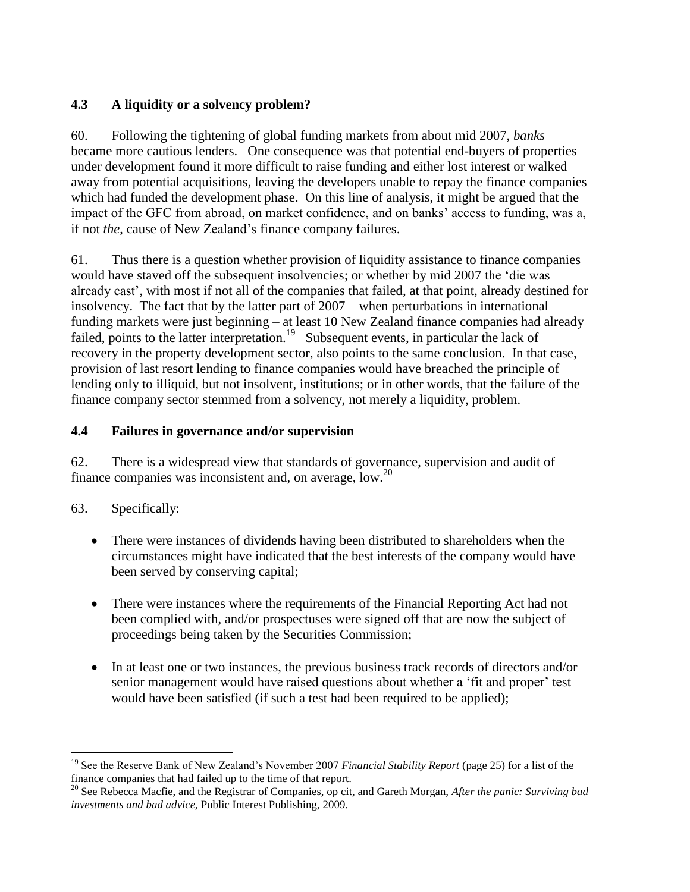### 4.3 A liquidity or a solvency problem?

60. Following the tightening of global funding markets from about mid 2007, *banks* became more cautious lenders. One consequence was that potential end-buyers of properties under development found it more difficult to raise funding and either lost interest or walked away from potential acquisitions, leaving the developers unable to repay the finance companies which had funded the development phase. On this line of analysis, it might be argued that the impact of the GFC from abroad, on market confidence, and on banks' access to funding, was a, if not *the*, cause of New Zealand's finance company failures.

61. Thus there is a question whether provision of liquidity assistance to finance companies would have staved off the subsequent insolvencies; or whether by mid 2007 the 'die was already cast', with most if not all of the companies that failed, at that point, already destined for insolvency. The fact that by the latter part of 2007 – when perturbations in international funding markets were just beginning – at least 10 New Zealand finance companies had already failed, points to the latter interpretation.[19] Subsequent events, in particular the lack of recovery in the property development sector, also points to the same conclusion. In that case, provision of last resort lending to finance companies would have breached the principle of lending only to illiquid, but not insolvent, institutions; or in other words, that the failure of the finance company sector stemmed from a solvency, not merely a liquidity, problem.

### 4.4 Failures in governance and/or supervision

62. There is a widespread view that standards of governance, supervision and audit of finance companies was inconsistent and, on average, low.[20]

63. Specifically:

- There were instances of dividends having been distributed to shareholders when the circumstances might have indicated that the best interests of the company would have been served by conserving capital;
- There were instances where the requirements of the Financial Reporting Act had not been complied with, and/or prospectuses were signed off that are now the subject of proceedings being taken by the Securities Commission;
- In at least one or two instances, the previous business track records of directors and/or senior management would have raised questions about whether a 'fit and proper' test would have been satisfied (if such a test had been required to be applied);

---

[19] See the Reserve Bank of New Zealand's November 2007 *Financial Stability Report* (page 25) for a list of the finance companies that had failed up to the time of that report.

[20] See Rebecca Macfie, and the Registrar of Companies, op cit, and Gareth Morgan, *After the panic: Surviving bad investments and bad advice*, Public Interest Publishing, 2009.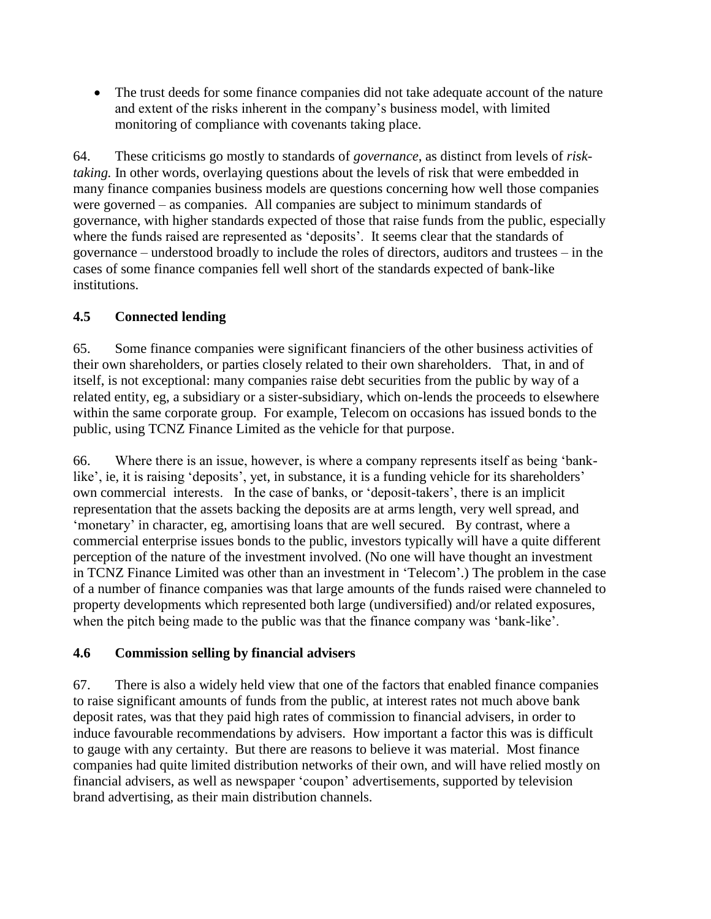- The trust deeds for some finance companies did not take adequate account of the nature and extent of the risks inherent in the company's business model, with limited monitoring of compliance with covenants taking place.

64. These criticisms go mostly to standards of *governance*, as distinct from levels of *risk-taking.* In other words, overlaying questions about the levels of risk that were embedded in many finance companies business models are questions concerning how well those companies were governed – as companies. All companies are subject to minimum standards of governance, with higher standards expected of those that raise funds from the public, especially where the funds raised are represented as 'deposits'. It seems clear that the standards of governance – understood broadly to include the roles of directors, auditors and trustees – in the cases of some finance companies fell well short of the standards expected of bank-like institutions.

## 4.5 Connected lending

65. Some finance companies were significant financiers of the other business activities of their own shareholders, or parties closely related to their own shareholders. That, in and of itself, is not exceptional: many companies raise debt securities from the public by way of a related entity, eg, a subsidiary or a sister-subsidiary, which on-lends the proceeds to elsewhere within the same corporate group. For example, Telecom on occasions has issued bonds to the public, using TCNZ Finance Limited as the vehicle for that purpose.

66. Where there is an issue, however, is where a company represents itself as being 'bank-like', ie, it is raising 'deposits', yet, in substance, it is a funding vehicle for its shareholders' own commercial interests. In the case of banks, or 'deposit-takers', there is an implicit representation that the assets backing the deposits are at arms length, very well spread, and 'monetary' in character, eg, amortising loans that are well secured. By contrast, where a commercial enterprise issues bonds to the public, investors typically will have a quite different perception of the nature of the investment involved. (No one will have thought an investment in TCNZ Finance Limited was other than an investment in 'Telecom'.) The problem in the case of a number of finance companies was that large amounts of the funds raised were channeled to property developments which represented both large (undiversified) and/or related exposures, when the pitch being made to the public was that the finance company was 'bank-like'.

## 4.6 Commission selling by financial advisers

67. There is also a widely held view that one of the factors that enabled finance companies to raise significant amounts of funds from the public, at interest rates not much above bank deposit rates, was that they paid high rates of commission to financial advisers, in order to induce favourable recommendations by advisers. How important a factor this was is difficult to gauge with any certainty. But there are reasons to believe it was material. Most finance companies had quite limited distribution networks of their own, and will have relied mostly on financial advisers, as well as newspaper 'coupon' advertisements, supported by television brand advertising, as their main distribution channels.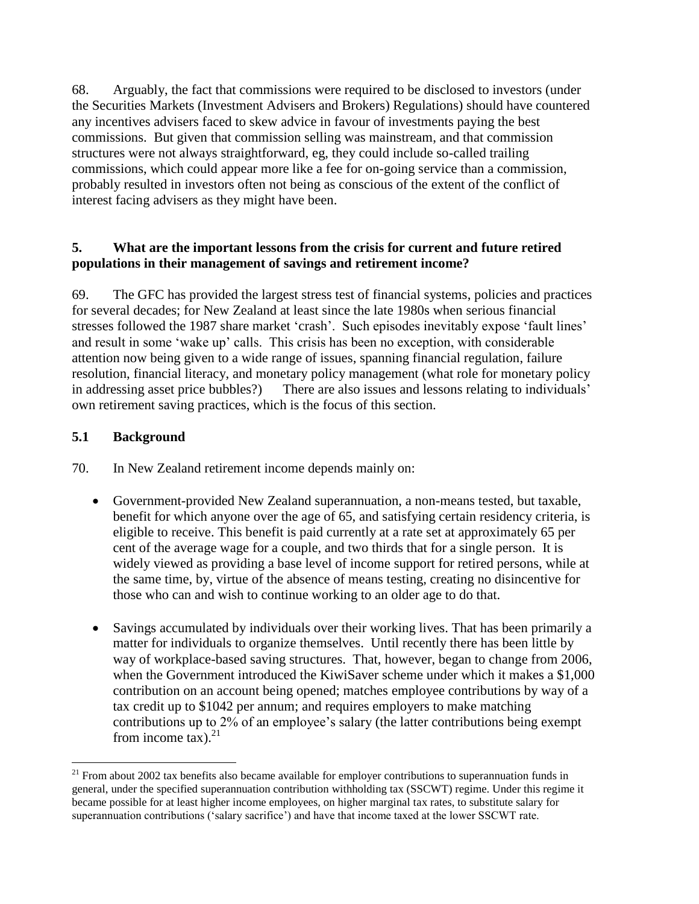68. Arguably, the fact that commissions were required to be disclosed to investors (under the Securities Markets (Investment Advisers and Brokers) Regulations) should have countered any incentives advisers faced to skew advice in favour of investments paying the best commissions. But given that commission selling was mainstream, and that commission structures were not always straightforward, eg, they could include so-called trailing commissions, which could appear more like a fee for on-going service than a commission, probably resulted in investors often not being as conscious of the extent of the conflict of interest facing advisers as they might have been.

## 5. What are the important lessons from the crisis for current and future retired populations in their management of savings and retirement income?

69. The GFC has provided the largest stress test of financial systems, policies and practices for several decades; for New Zealand at least since the late 1980s when serious financial stresses followed the 1987 share market 'crash'. Such episodes inevitably expose 'fault lines' and result in some 'wake up' calls. This crisis has been no exception, with considerable attention now being given to a wide range of issues, spanning financial regulation, failure resolution, financial literacy, and monetary policy management (what role for monetary policy in addressing asset price bubbles?) There are also issues and lessons relating to individuals' own retirement saving practices, which is the focus of this section.

### 5.1 Background

70. In New Zealand retirement income depends mainly on:

- Government-provided New Zealand superannuation, a non-means tested, but taxable, benefit for which anyone over the age of 65, and satisfying certain residency criteria, is eligible to receive. This benefit is paid currently at a rate set at approximately 65 per cent of the average wage for a couple, and two thirds that for a single person. It is widely viewed as providing a base level of income support for retired persons, while at the same time, by, virtue of the absence of means testing, creating no disincentive for those who can and wish to continue working to an older age to do that.

- Savings accumulated by individuals over their working lives. That has been primarily a matter for individuals to organize themselves. Until recently there has been little by way of workplace-based saving structures. That, however, began to change from 2006, when the Government introduced the KiwiSaver scheme under which it makes a $1,000 contribution on an account being opened; matches employee contributions by way of a tax credit up to $1042 per annum; and requires employers to make matching contributions up to 2% of an employee's salary (the latter contributions being exempt from income tax).[21]

[21] From about 2002 tax benefits also became available for employer contributions to superannuation funds in general, under the specified superannuation contribution withholding tax (SSCWT) regime. Under this regime it became possible for at least higher income employees, on higher marginal tax rates, to substitute salary for superannuation contributions ('salary sacrifice') and have that income taxed at the lower SSCWT rate.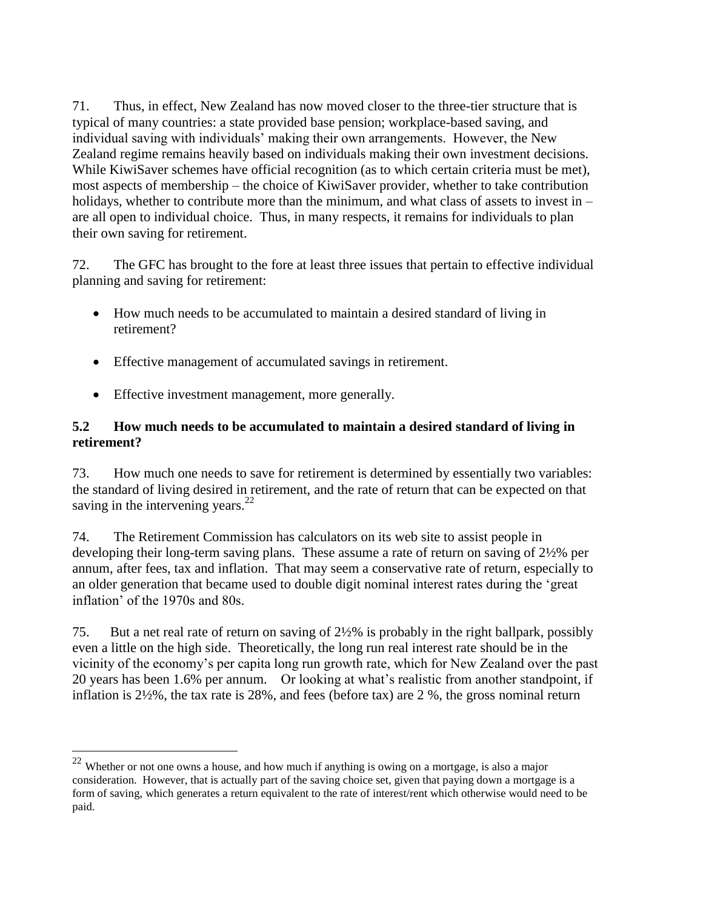71. Thus, in effect, New Zealand has now moved closer to the three-tier structure that is typical of many countries: a state provided base pension; workplace-based saving, and individual saving with individuals' making their own arrangements. However, the New Zealand regime remains heavily based on individuals making their own investment decisions. While KiwiSaver schemes have official recognition (as to which certain criteria must be met), most aspects of membership – the choice of KiwiSaver provider, whether to take contribution holidays, whether to contribute more than the minimum, and what class of assets to invest in – are all open to individual choice. Thus, in many respects, it remains for individuals to plan their own saving for retirement.

72. The GFC has brought to the fore at least three issues that pertain to effective individual planning and saving for retirement:

- How much needs to be accumulated to maintain a desired standard of living in retirement?
- Effective management of accumulated savings in retirement.
- Effective investment management, more generally.

### 5.2 How much needs to be accumulated to maintain a desired standard of living in retirement?

73. How much one needs to save for retirement is determined by essentially two variables: the standard of living desired in retirement, and the rate of return that can be expected on that saving in the intervening years.[22]

74. The Retirement Commission has calculators on its web site to assist people in developing their long-term saving plans. These assume a rate of return on saving of 2½% per annum, after fees, tax and inflation. That may seem a conservative rate of return, especially to an older generation that became used to double digit nominal interest rates during the 'great inflation' of the 1970s and 80s.

75. But a net real rate of return on saving of 2½% is probably in the right ballpark, possibly even a little on the high side. Theoretically, the long run real interest rate should be in the vicinity of the economy's per capita long run growth rate, which for New Zealand over the past 20 years has been 1.6% per annum. Or looking at what's realistic from another standpoint, if inflation is 2½%, the tax rate is 28%, and fees (before tax) are 2 %, the gross nominal return

---

[22] Whether or not one owns a house, and how much if anything is owing on a mortgage, is also a major consideration. However, that is actually part of the saving choice set, given that paying down a mortgage is a form of saving, which generates a return equivalent to the rate of interest/rent which otherwise would need to be paid.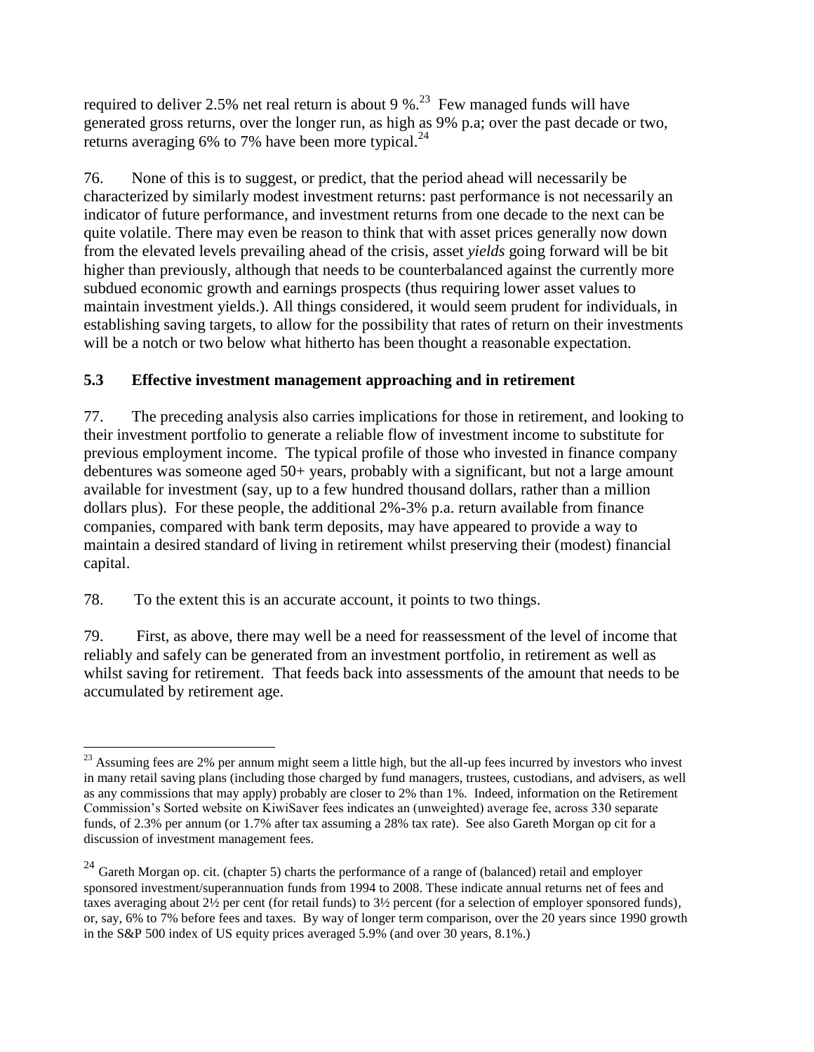required to deliver 2.5% net real return is about 9 %.[23] Few managed funds will have generated gross returns, over the longer run, as high as 9% p.a; over the past decade or two, returns averaging 6% to 7% have been more typical.[24]

76. None of this is to suggest, or predict, that the period ahead will necessarily be characterized by similarly modest investment returns: past performance is not necessarily an indicator of future performance, and investment returns from one decade to the next can be quite volatile. There may even be reason to think that with asset prices generally now down from the elevated levels prevailing ahead of the crisis, asset *yields* going forward will be bit higher than previously, although that needs to be counterbalanced against the currently more subdued economic growth and earnings prospects (thus requiring lower asset values to maintain investment yields.). All things considered, it would seem prudent for individuals, in establishing saving targets, to allow for the possibility that rates of return on their investments will be a notch or two below what hitherto has been thought a reasonable expectation.

### 5.3 Effective investment management approaching and in retirement

77. The preceding analysis also carries implications for those in retirement, and looking to their investment portfolio to generate a reliable flow of investment income to substitute for previous employment income. The typical profile of those who invested in finance company debentures was someone aged 50+ years, probably with a significant, but not a large amount available for investment (say, up to a few hundred thousand dollars, rather than a million dollars plus). For these people, the additional 2%-3% p.a. return available from finance companies, compared with bank term deposits, may have appeared to provide a way to maintain a desired standard of living in retirement whilst preserving their (modest) financial capital.

78. To the extent this is an accurate account, it points to two things.

79. First, as above, there may well be a need for reassessment of the level of income that reliably and safely can be generated from an investment portfolio, in retirement as well as whilst saving for retirement. That feeds back into assessments of the amount that needs to be accumulated by retirement age.

---

[23] Assuming fees are 2% per annum might seem a little high, but the all-up fees incurred by investors who invest in many retail saving plans (including those charged by fund managers, trustees, custodians, and advisers, as well as any commissions that may apply) probably are closer to 2% than 1%. Indeed, information on the Retirement Commission's Sorted website on KiwiSaver fees indicates an (unweighted) average fee, across 330 separate funds, of 2.3% per annum (or 1.7% after tax assuming a 28% tax rate). See also Gareth Morgan op cit for a discussion of investment management fees.

[24] Gareth Morgan op. cit. (chapter 5) charts the performance of a range of (balanced) retail and employer sponsored investment/superannuation funds from 1994 to 2008. These indicate annual returns net of fees and taxes averaging about 2½ per cent (for retail funds) to 3½ percent (for a selection of employer sponsored funds), or, say, 6% to 7% before fees and taxes. By way of longer term comparison, over the 20 years since 1990 growth in the S&P 500 index of US equity prices averaged 5.9% (and over 30 years, 8.1%.)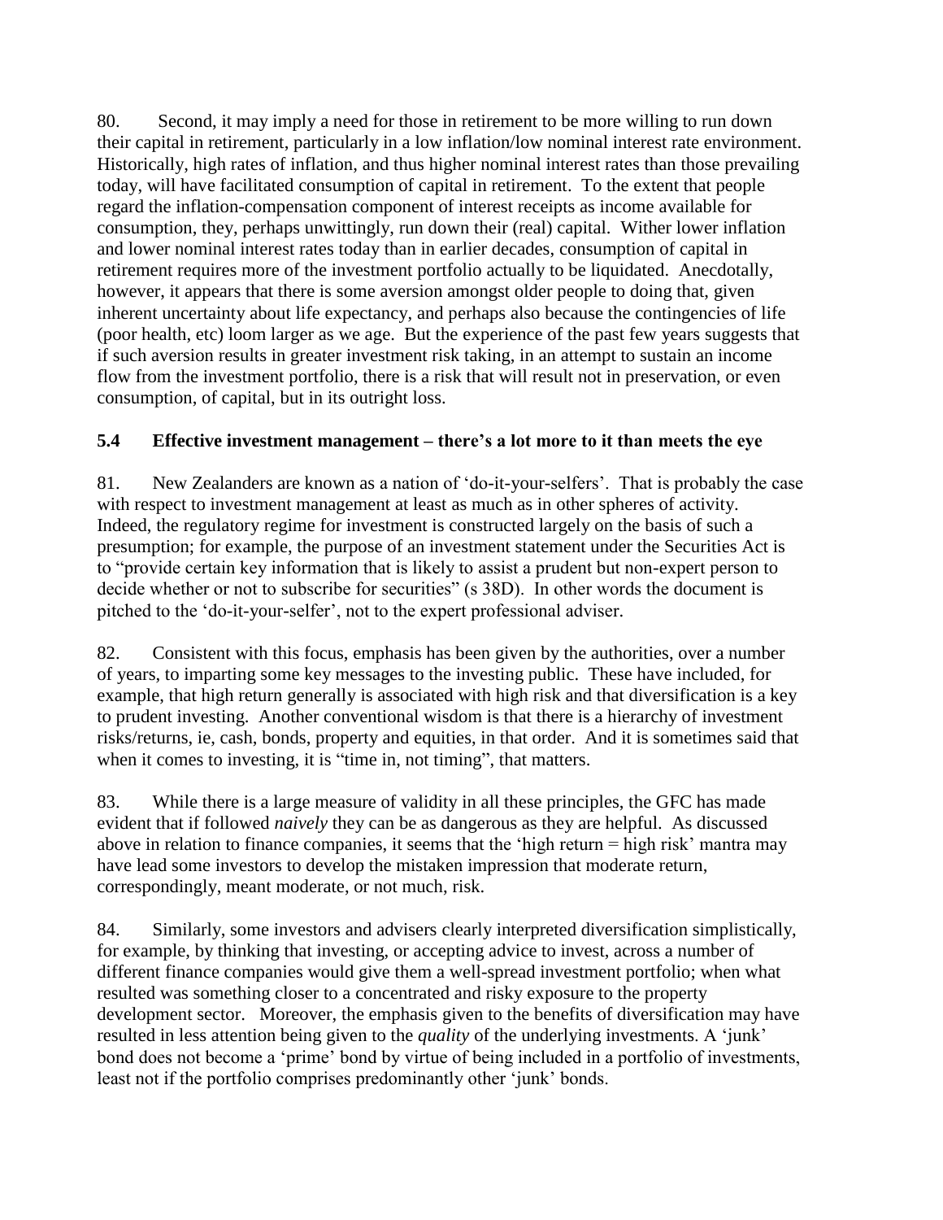80. Second, it may imply a need for those in retirement to be more willing to run down their capital in retirement, particularly in a low inflation/low nominal interest rate environment. Historically, high rates of inflation, and thus higher nominal interest rates than those prevailing today, will have facilitated consumption of capital in retirement. To the extent that people regard the inflation-compensation component of interest receipts as income available for consumption, they, perhaps unwittingly, run down their (real) capital. Wither lower inflation and lower nominal interest rates today than in earlier decades, consumption of capital in retirement requires more of the investment portfolio actually to be liquidated. Anecdotally, however, it appears that there is some aversion amongst older people to doing that, given inherent uncertainty about life expectancy, and perhaps also because the contingencies of life (poor health, etc) loom larger as we age. But the experience of the past few years suggests that if such aversion results in greater investment risk taking, in an attempt to sustain an income flow from the investment portfolio, there is a risk that will result not in preservation, or even consumption, of capital, but in its outright loss.

### 5.4 Effective investment management – there's a lot more to it than meets the eye

81. New Zealanders are known as a nation of 'do-it-your-selfers'. That is probably the case with respect to investment management at least as much as in other spheres of activity. Indeed, the regulatory regime for investment is constructed largely on the basis of such a presumption; for example, the purpose of an investment statement under the Securities Act is to "provide certain key information that is likely to assist a prudent but non-expert person to decide whether or not to subscribe for securities" (s 38D). In other words the document is pitched to the 'do-it-your-selfer', not to the expert professional adviser.

82. Consistent with this focus, emphasis has been given by the authorities, over a number of years, to imparting some key messages to the investing public. These have included, for example, that high return generally is associated with high risk and that diversification is a key to prudent investing. Another conventional wisdom is that there is a hierarchy of investment risks/returns, ie, cash, bonds, property and equities, in that order. And it is sometimes said that when it comes to investing, it is "time in, not timing", that matters.

83. While there is a large measure of validity in all these principles, the GFC has made evident that if followed *naively* they can be as dangerous as they are helpful. As discussed above in relation to finance companies, it seems that the 'high return = high risk' mantra may have lead some investors to develop the mistaken impression that moderate return, correspondingly, meant moderate, or not much, risk.

84. Similarly, some investors and advisers clearly interpreted diversification simplistically, for example, by thinking that investing, or accepting advice to invest, across a number of different finance companies would give them a well-spread investment portfolio; when what resulted was something closer to a concentrated and risky exposure to the property development sector. Moreover, the emphasis given to the benefits of diversification may have resulted in less attention being given to the *quality* of the underlying investments. A 'junk' bond does not become a 'prime' bond by virtue of being included in a portfolio of investments, least not if the portfolio comprises predominantly other 'junk' bonds.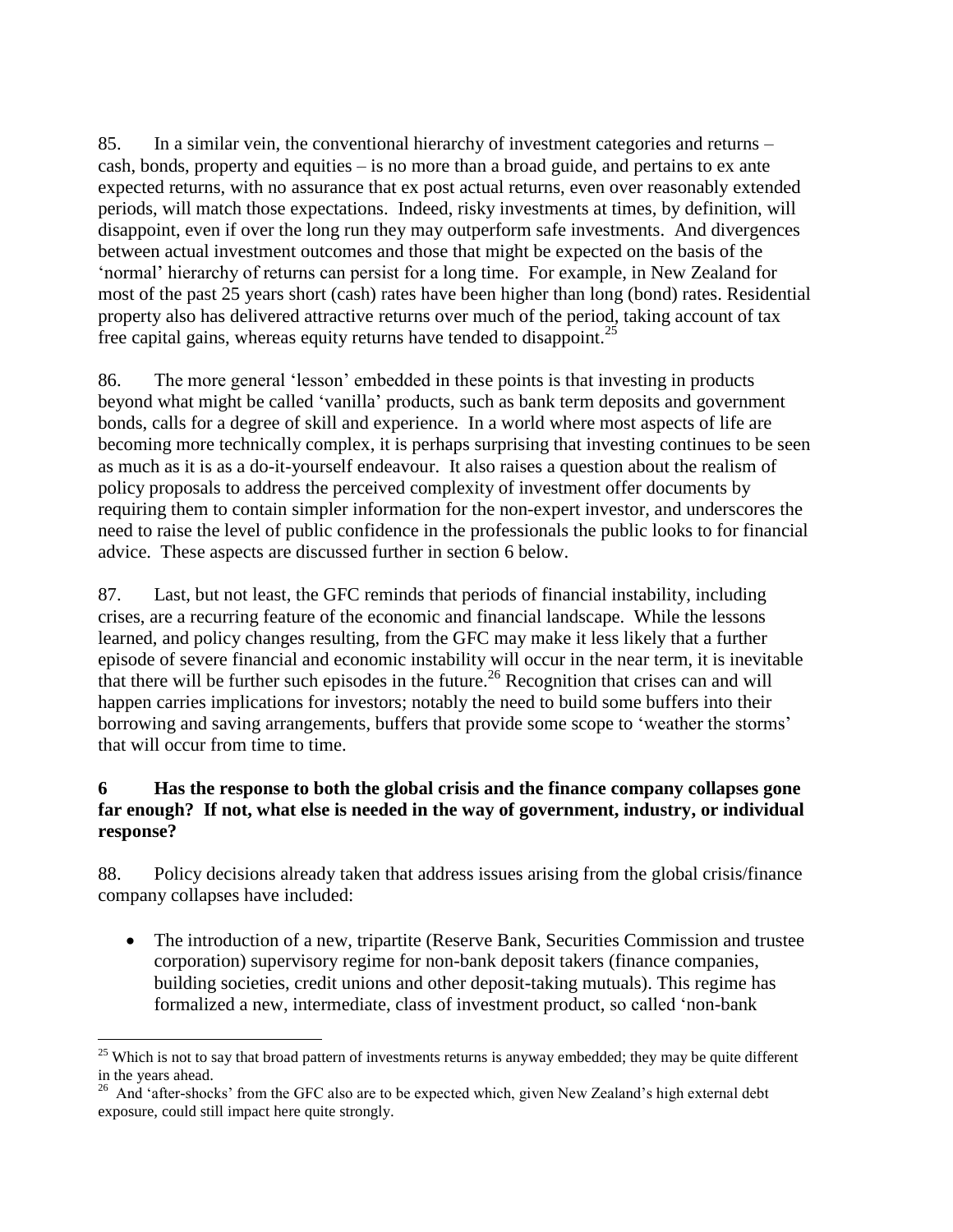85. In a similar vein, the conventional hierarchy of investment categories and returns – cash, bonds, property and equities – is no more than a broad guide, and pertains to ex ante expected returns, with no assurance that ex post actual returns, even over reasonably extended periods, will match those expectations. Indeed, risky investments at times, by definition, will disappoint, even if over the long run they may outperform safe investments. And divergences between actual investment outcomes and those that might be expected on the basis of the 'normal' hierarchy of returns can persist for a long time. For example, in New Zealand for most of the past 25 years short (cash) rates have been higher than long (bond) rates. Residential property also has delivered attractive returns over much of the period, taking account of tax free capital gains, whereas equity returns have tended to disappoint.[25]

86. The more general 'lesson' embedded in these points is that investing in products beyond what might be called 'vanilla' products, such as bank term deposits and government bonds, calls for a degree of skill and experience. In a world where most aspects of life are becoming more technically complex, it is perhaps surprising that investing continues to be seen as much as it is as a do-it-yourself endeavour. It also raises a question about the realism of policy proposals to address the perceived complexity of investment offer documents by requiring them to contain simpler information for the non-expert investor, and underscores the need to raise the level of public confidence in the professionals the public looks to for financial advice. These aspects are discussed further in section 6 below.

87. Last, but not least, the GFC reminds that periods of financial instability, including crises, are a recurring feature of the economic and financial landscape. While the lessons learned, and policy changes resulting, from the GFC may make it less likely that a further episode of severe financial and economic instability will occur in the near term, it is inevitable that there will be further such episodes in the future.[26] Recognition that crises can and will happen carries implications for investors; notably the need to build some buffers into their borrowing and saving arrangements, buffers that provide some scope to 'weather the storms' that will occur from time to time.

## 6 Has the response to both the global crisis and the finance company collapses gone far enough? If not, what else is needed in the way of government, industry, or individual response?

88. Policy decisions already taken that address issues arising from the global crisis/finance company collapses have included:

- The introduction of a new, tripartite (Reserve Bank, Securities Commission and trustee corporation) supervisory regime for non-bank deposit takers (finance companies, building societies, credit unions and other deposit-taking mutuals). This regime has formalized a new, intermediate, class of investment product, so called 'non-bank

---

[25] Which is not to say that broad pattern of investments returns is anyway embedded; they may be quite different in the years ahead.

[26] And 'after-shocks' from the GFC also are to be expected which, given New Zealand's high external debt exposure, could still impact here quite strongly.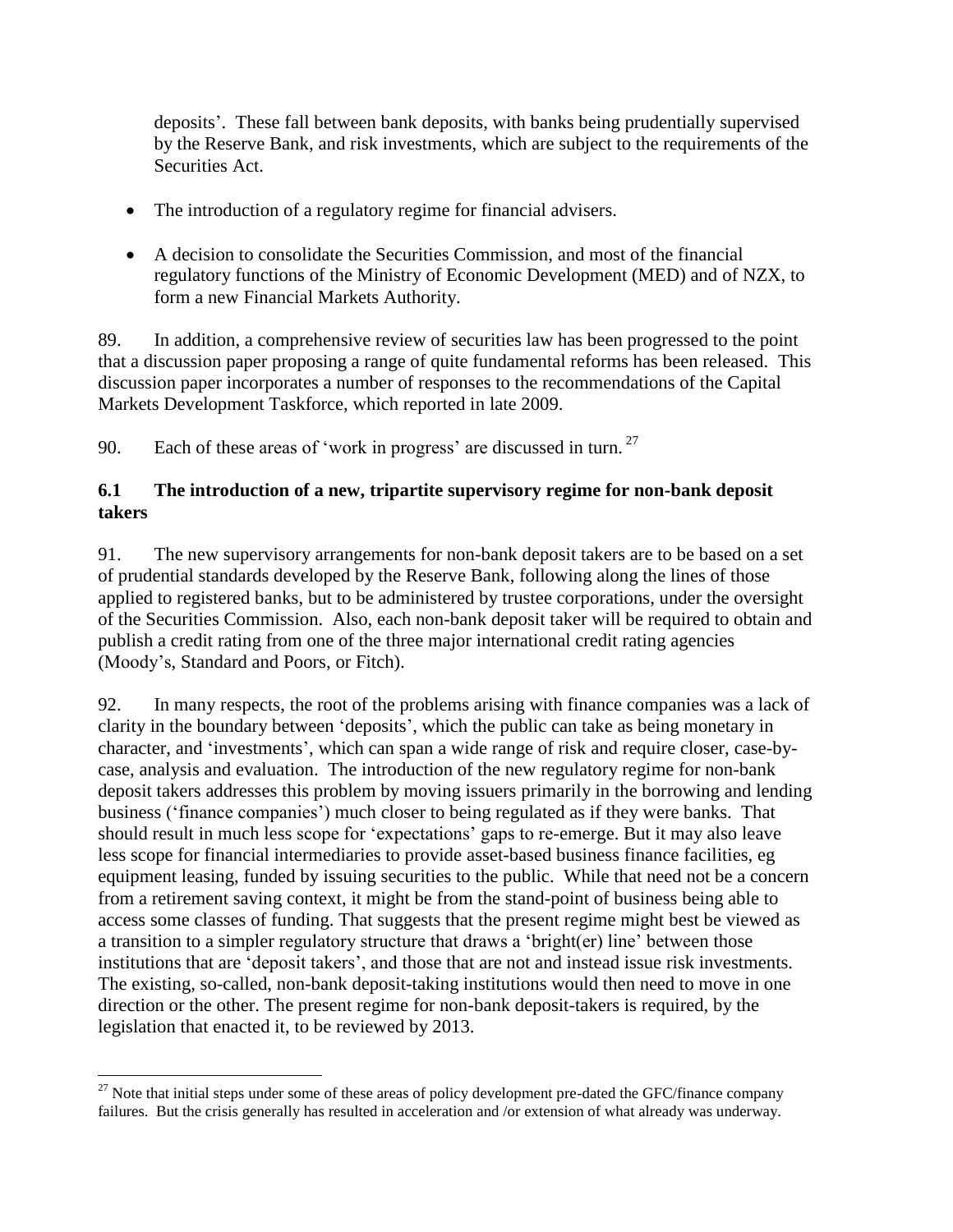deposits'. These fall between bank deposits, with banks being prudentially supervised by the Reserve Bank, and risk investments, which are subject to the requirements of the Securities Act.

- The introduction of a regulatory regime for financial advisers.
- A decision to consolidate the Securities Commission, and most of the financial regulatory functions of the Ministry of Economic Development (MED) and of NZX, to form a new Financial Markets Authority.

89. In addition, a comprehensive review of securities law has been progressed to the point that a discussion paper proposing a range of quite fundamental reforms has been released. This discussion paper incorporates a number of responses to the recommendations of the Capital Markets Development Taskforce, which reported in late 2009.

90. Each of these areas of 'work in progress' are discussed in turn. [27]

### 6.1 The introduction of a new, tripartite supervisory regime for non-bank deposit takers

91. The new supervisory arrangements for non-bank deposit takers are to be based on a set of prudential standards developed by the Reserve Bank, following along the lines of those applied to registered banks, but to be administered by trustee corporations, under the oversight of the Securities Commission. Also, each non-bank deposit taker will be required to obtain and publish a credit rating from one of the three major international credit rating agencies (Moody's, Standard and Poors, or Fitch).

92. In many respects, the root of the problems arising with finance companies was a lack of clarity in the boundary between 'deposits', which the public can take as being monetary in character, and 'investments', which can span a wide range of risk and require closer, case-by-case, analysis and evaluation. The introduction of the new regulatory regime for non-bank deposit takers addresses this problem by moving issuers primarily in the borrowing and lending business ('finance companies') much closer to being regulated as if they were banks. That should result in much less scope for 'expectations' gaps to re-emerge. But it may also leave less scope for financial intermediaries to provide asset-based business finance facilities, eg equipment leasing, funded by issuing securities to the public. While that need not be a concern from a retirement saving context, it might be from the stand-point of business being able to access some classes of funding. That suggests that the present regime might best be viewed as a transition to a simpler regulatory structure that draws a 'bright(er) line' between those institutions that are 'deposit takers', and those that are not and instead issue risk investments. The existing, so-called, non-bank deposit-taking institutions would then need to move in one direction or the other. The present regime for non-bank deposit-takers is required, by the legislation that enacted it, to be reviewed by 2013.

[27] Note that initial steps under some of these areas of policy development pre-dated the GFC/finance company failures. But the crisis generally has resulted in acceleration and /or extension of what already was underway.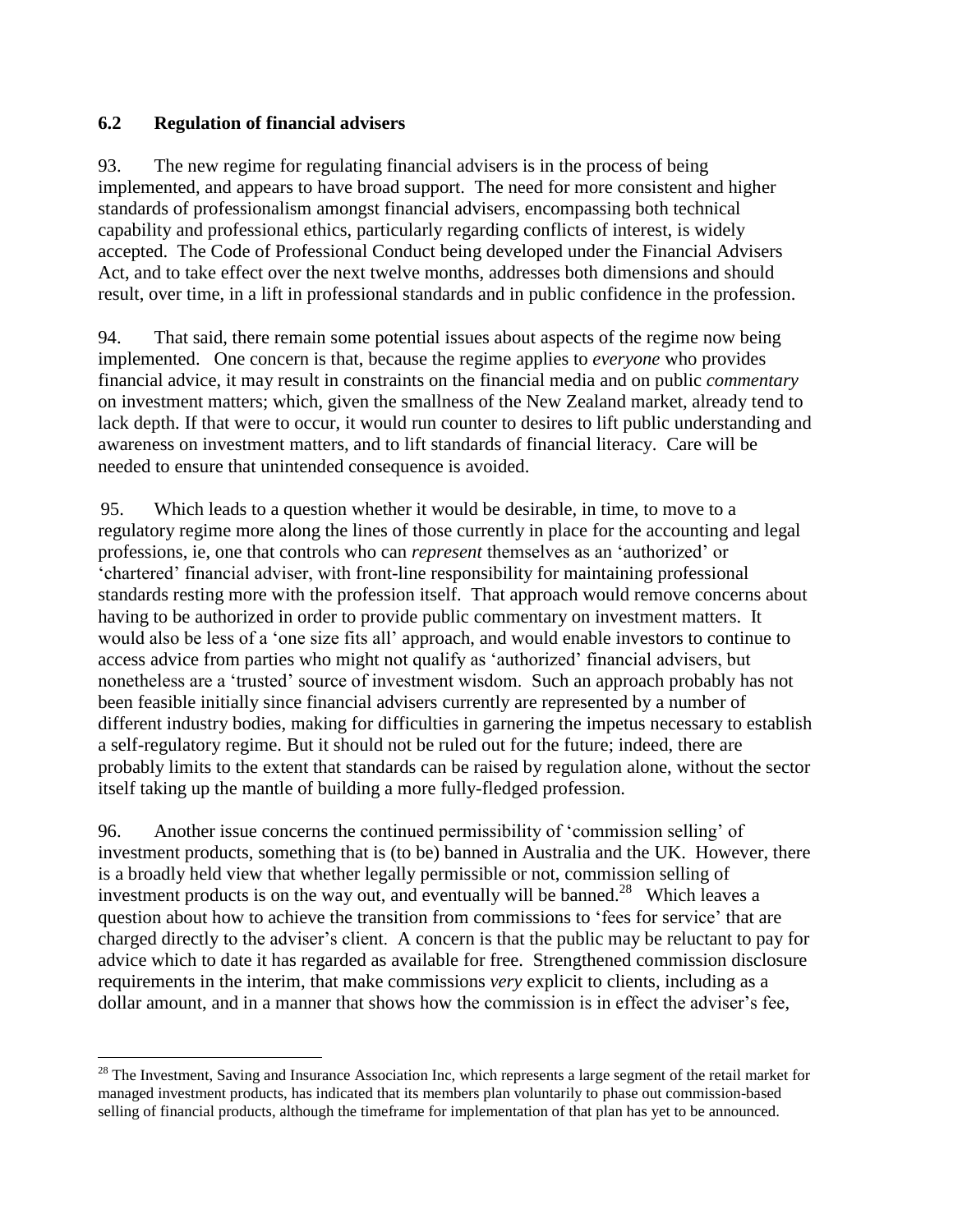### 6.2 Regulation of financial advisers

93. The new regime for regulating financial advisers is in the process of being implemented, and appears to have broad support. The need for more consistent and higher standards of professionalism amongst financial advisers, encompassing both technical capability and professional ethics, particularly regarding conflicts of interest, is widely accepted. The Code of Professional Conduct being developed under the Financial Advisers Act, and to take effect over the next twelve months, addresses both dimensions and should result, over time, in a lift in professional standards and in public confidence in the profession.

94. That said, there remain some potential issues about aspects of the regime now being implemented. One concern is that, because the regime applies to *everyone* who provides financial advice, it may result in constraints on the financial media and on public *commentary* on investment matters; which, given the smallness of the New Zealand market, already tend to lack depth. If that were to occur, it would run counter to desires to lift public understanding and awareness on investment matters, and to lift standards of financial literacy. Care will be needed to ensure that unintended consequence is avoided.

95. Which leads to a question whether it would be desirable, in time, to move to a regulatory regime more along the lines of those currently in place for the accounting and legal professions, ie, one that controls who can *represent* themselves as an 'authorized' or 'chartered' financial adviser, with front-line responsibility for maintaining professional standards resting more with the profession itself. That approach would remove concerns about having to be authorized in order to provide public commentary on investment matters. It would also be less of a 'one size fits all' approach, and would enable investors to continue to access advice from parties who might not qualify as 'authorized' financial advisers, but nonetheless are a 'trusted' source of investment wisdom. Such an approach probably has not been feasible initially since financial advisers currently are represented by a number of different industry bodies, making for difficulties in garnering the impetus necessary to establish a self-regulatory regime. But it should not be ruled out for the future; indeed, there are probably limits to the extent that standards can be raised by regulation alone, without the sector itself taking up the mantle of building a more fully-fledged profession.

96. Another issue concerns the continued permissibility of 'commission selling' of investment products, something that is (to be) banned in Australia and the UK. However, there is a broadly held view that whether legally permissible or not, commission selling of investment products is on the way out, and eventually will be banned.[28] Which leaves a question about how to achieve the transition from commissions to 'fees for service' that are charged directly to the adviser's client. A concern is that the public may be reluctant to pay for advice which to date it has regarded as available for free. Strengthened commission disclosure requirements in the interim, that make commissions *very* explicit to clients, including as a dollar amount, and in a manner that shows how the commission is in effect the adviser's fee,

[28] The Investment, Saving and Insurance Association Inc, which represents a large segment of the retail market for managed investment products, has indicated that its members plan voluntarily to phase out commission-based selling of financial products, although the timeframe for implementation of that plan has yet to be announced.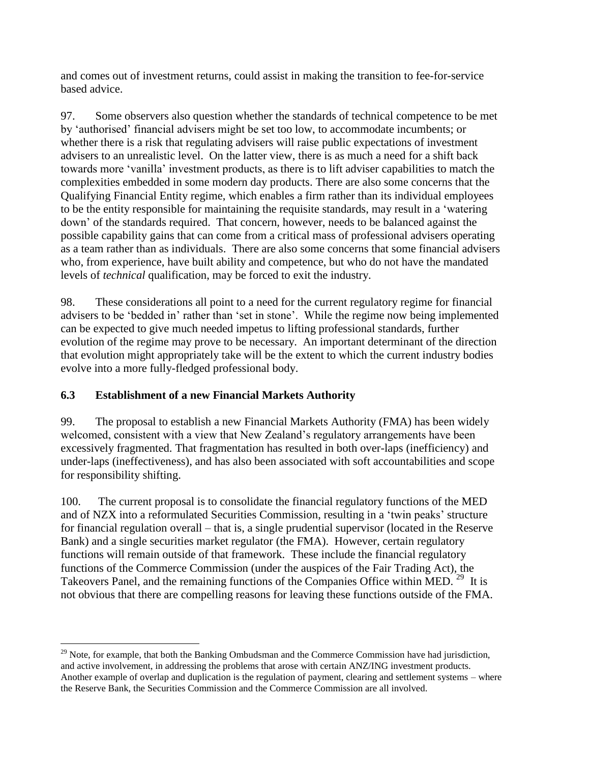and comes out of investment returns, could assist in making the transition to fee-for-service based advice.

97. Some observers also question whether the standards of technical competence to be met by 'authorised' financial advisers might be set too low, to accommodate incumbents; or whether there is a risk that regulating advisers will raise public expectations of investment advisers to an unrealistic level. On the latter view, there is as much a need for a shift back towards more 'vanilla' investment products, as there is to lift adviser capabilities to match the complexities embedded in some modern day products. There are also some concerns that the Qualifying Financial Entity regime, which enables a firm rather than its individual employees to be the entity responsible for maintaining the requisite standards, may result in a 'watering down' of the standards required. That concern, however, needs to be balanced against the possible capability gains that can come from a critical mass of professional advisers operating as a team rather than as individuals. There are also some concerns that some financial advisers who, from experience, have built ability and competence, but who do not have the mandated levels of *technical* qualification, may be forced to exit the industry.

98. These considerations all point to a need for the current regulatory regime for financial advisers to be 'bedded in' rather than 'set in stone'. While the regime now being implemented can be expected to give much needed impetus to lifting professional standards, further evolution of the regime may prove to be necessary. An important determinant of the direction that evolution might appropriately take will be the extent to which the current industry bodies evolve into a more fully-fledged professional body.

### 6.3 Establishment of a new Financial Markets Authority

99. The proposal to establish a new Financial Markets Authority (FMA) has been widely welcomed, consistent with a view that New Zealand's regulatory arrangements have been excessively fragmented. That fragmentation has resulted in both over-laps (inefficiency) and under-laps (ineffectiveness), and has also been associated with soft accountabilities and scope for responsibility shifting.

100. The current proposal is to consolidate the financial regulatory functions of the MED and of NZX into a reformulated Securities Commission, resulting in a 'twin peaks' structure for financial regulation overall – that is, a single prudential supervisor (located in the Reserve Bank) and a single securities market regulator (the FMA). However, certain regulatory functions will remain outside of that framework. These include the financial regulatory functions of the Commerce Commission (under the auspices of the Fair Trading Act), the Takeovers Panel, and the remaining functions of the Companies Office within MED.[29] It is not obvious that there are compelling reasons for leaving these functions outside of the FMA.

---

[29] Note, for example, that both the Banking Ombudsman and the Commerce Commission have had jurisdiction, and active involvement, in addressing the problems that arose with certain ANZ/ING investment products. Another example of overlap and duplication is the regulation of payment, clearing and settlement systems – where the Reserve Bank, the Securities Commission and the Commerce Commission are all involved.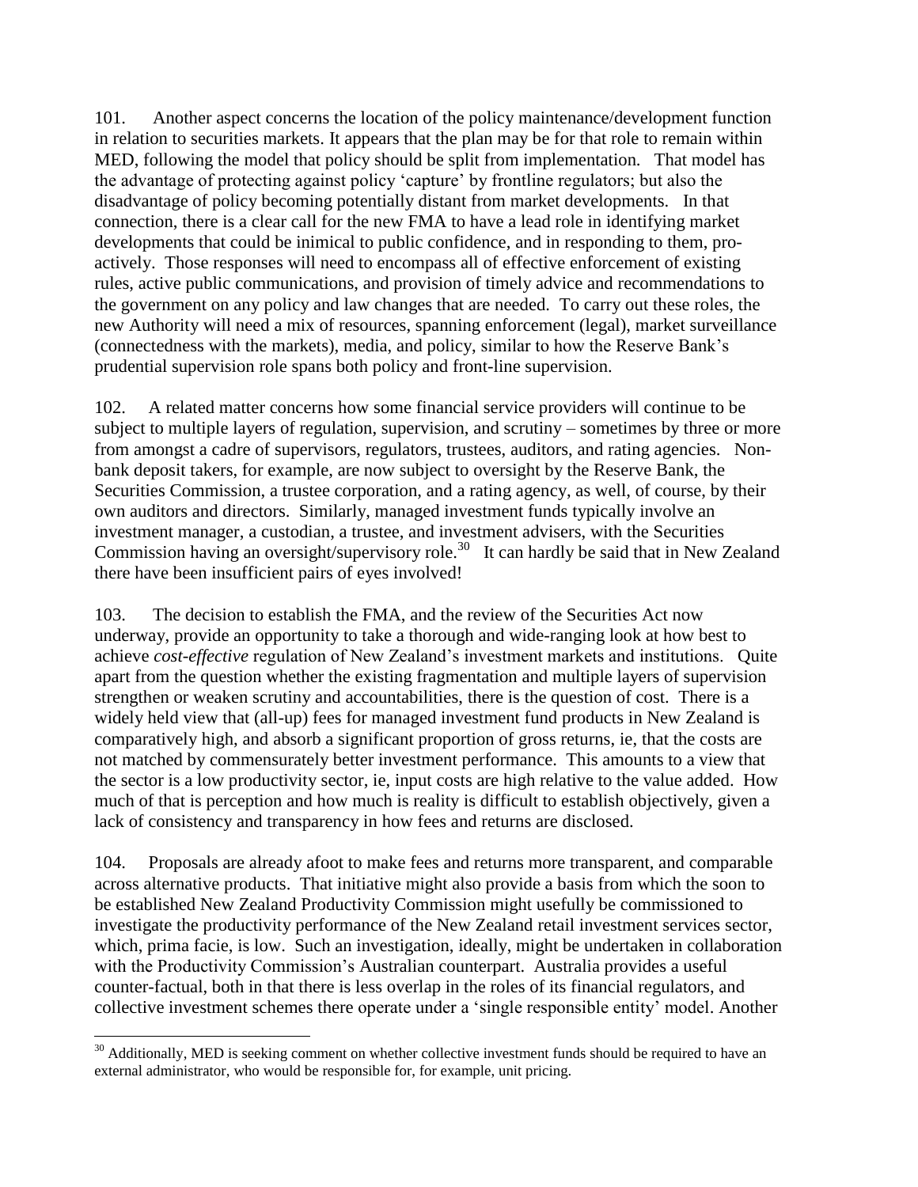101. Another aspect concerns the location of the policy maintenance/development function in relation to securities markets. It appears that the plan may be for that role to remain within MED, following the model that policy should be split from implementation. That model has the advantage of protecting against policy 'capture' by frontline regulators; but also the disadvantage of policy becoming potentially distant from market developments. In that connection, there is a clear call for the new FMA to have a lead role in identifying market developments that could be inimical to public confidence, and in responding to them, pro-actively. Those responses will need to encompass all of effective enforcement of existing rules, active public communications, and provision of timely advice and recommendations to the government on any policy and law changes that are needed. To carry out these roles, the new Authority will need a mix of resources, spanning enforcement (legal), market surveillance (connectedness with the markets), media, and policy, similar to how the Reserve Bank's prudential supervision role spans both policy and front-line supervision.

102. A related matter concerns how some financial service providers will continue to be subject to multiple layers of regulation, supervision, and scrutiny – sometimes by three or more from amongst a cadre of supervisors, regulators, trustees, auditors, and rating agencies. Non-bank deposit takers, for example, are now subject to oversight by the Reserve Bank, the Securities Commission, a trustee corporation, and a rating agency, as well, of course, by their own auditors and directors. Similarly, managed investment funds typically involve an investment manager, a custodian, a trustee, and investment advisers, with the Securities Commission having an oversight/supervisory role.[30] It can hardly be said that in New Zealand there have been insufficient pairs of eyes involved!

103. The decision to establish the FMA, and the review of the Securities Act now underway, provide an opportunity to take a thorough and wide-ranging look at how best to achieve *cost-effective* regulation of New Zealand's investment markets and institutions. Quite apart from the question whether the existing fragmentation and multiple layers of supervision strengthen or weaken scrutiny and accountabilities, there is the question of cost. There is a widely held view that (all-up) fees for managed investment fund products in New Zealand is comparatively high, and absorb a significant proportion of gross returns, ie, that the costs are not matched by commensurately better investment performance. This amounts to a view that the sector is a low productivity sector, ie, input costs are high relative to the value added. How much of that is perception and how much is reality is difficult to establish objectively, given a lack of consistency and transparency in how fees and returns are disclosed.

104. Proposals are already afoot to make fees and returns more transparent, and comparable across alternative products. That initiative might also provide a basis from which the soon to be established New Zealand Productivity Commission might usefully be commissioned to investigate the productivity performance of the New Zealand retail investment services sector, which, prima facie, is low. Such an investigation, ideally, might be undertaken in collaboration with the Productivity Commission's Australian counterpart. Australia provides a useful counter-factual, both in that there is less overlap in the roles of its financial regulators, and collective investment schemes there operate under a 'single responsible entity' model. Another

[30] Additionally, MED is seeking comment on whether collective investment funds should be required to have an external administrator, who would be responsible for, for example, unit pricing.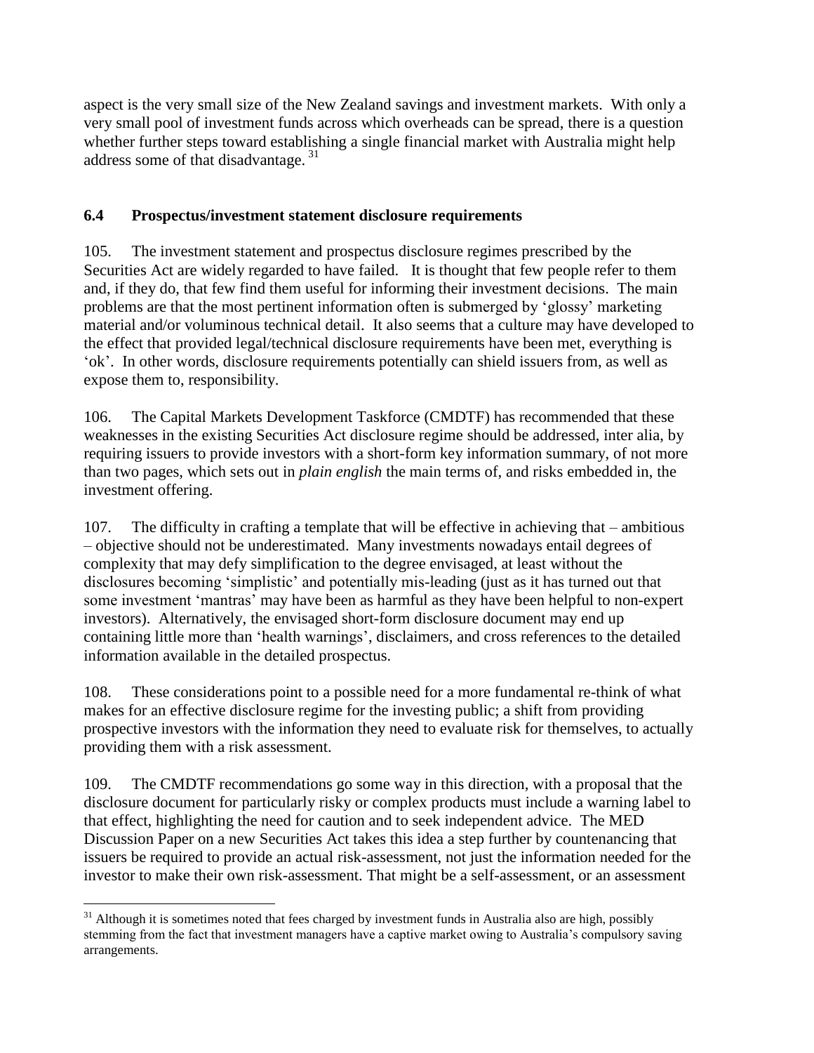aspect is the very small size of the New Zealand savings and investment markets. With only a very small pool of investment funds across which overheads can be spread, there is a question whether further steps toward establishing a single financial market with Australia might help address some of that disadvantage. [31]

### 6.4 Prospectus/investment statement disclosure requirements

105. The investment statement and prospectus disclosure regimes prescribed by the Securities Act are widely regarded to have failed. It is thought that few people refer to them and, if they do, that few find them useful for informing their investment decisions. The main problems are that the most pertinent information often is submerged by 'glossy' marketing material and/or voluminous technical detail. It also seems that a culture may have developed to the effect that provided legal/technical disclosure requirements have been met, everything is 'ok'. In other words, disclosure requirements potentially can shield issuers from, as well as expose them to, responsibility.

106. The Capital Markets Development Taskforce (CMDTF) has recommended that these weaknesses in the existing Securities Act disclosure regime should be addressed, inter alia, by requiring issuers to provide investors with a short-form key information summary, of not more than two pages, which sets out in *plain english* the main terms of, and risks embedded in, the investment offering.

107. The difficulty in crafting a template that will be effective in achieving that – ambitious – objective should not be underestimated. Many investments nowadays entail degrees of complexity that may defy simplification to the degree envisaged, at least without the disclosures becoming 'simplistic' and potentially mis-leading (just as it has turned out that some investment 'mantras' may have been as harmful as they have been helpful to non-expert investors). Alternatively, the envisaged short-form disclosure document may end up containing little more than 'health warnings', disclaimers, and cross references to the detailed information available in the detailed prospectus.

108. These considerations point to a possible need for a more fundamental re-think of what makes for an effective disclosure regime for the investing public; a shift from providing prospective investors with the information they need to evaluate risk for themselves, to actually providing them with a risk assessment.

109. The CMDTF recommendations go some way in this direction, with a proposal that the disclosure document for particularly risky or complex products must include a warning label to that effect, highlighting the need for caution and to seek independent advice. The MED Discussion Paper on a new Securities Act takes this idea a step further by countenancing that issuers be required to provide an actual risk-assessment, not just the information needed for the investor to make their own risk-assessment. That might be a self-assessment, or an assessment

---

[31] Although it is sometimes noted that fees charged by investment funds in Australia also are high, possibly stemming from the fact that investment managers have a captive market owing to Australia's compulsory saving arrangements.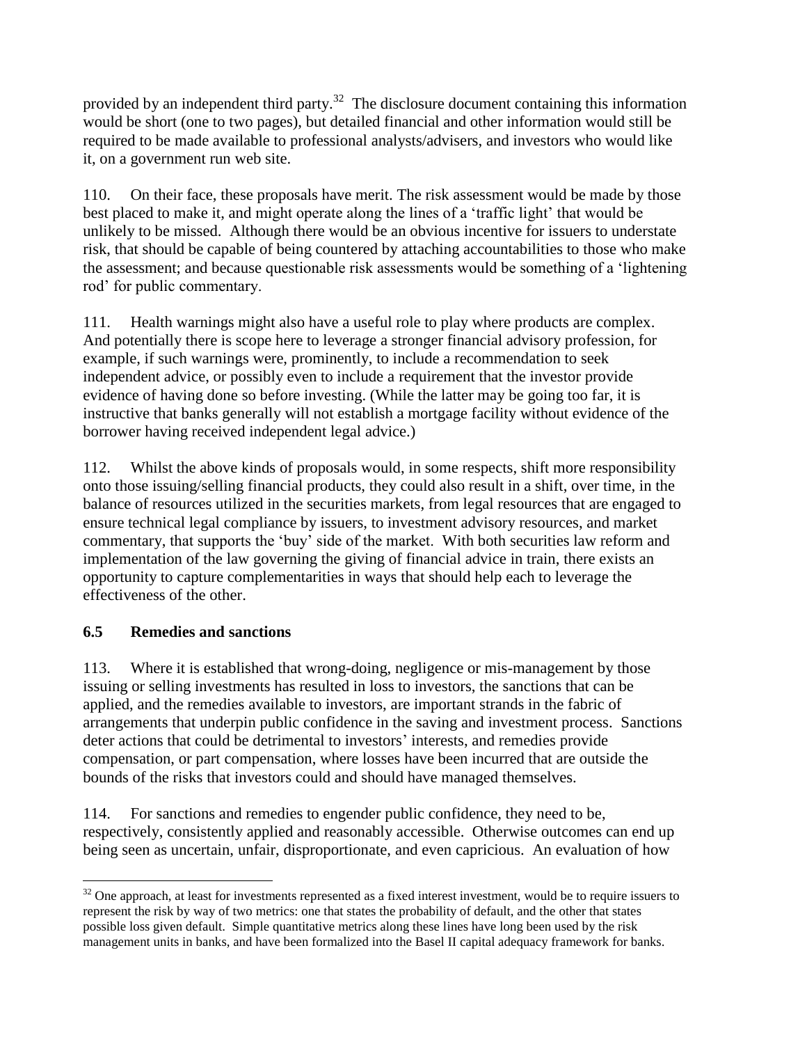provided by an independent third party.[32] The disclosure document containing this information would be short (one to two pages), but detailed financial and other information would still be required to be made available to professional analysts/advisers, and investors who would like it, on a government run web site.

110. On their face, these proposals have merit. The risk assessment would be made by those best placed to make it, and might operate along the lines of a 'traffic light' that would be unlikely to be missed. Although there would be an obvious incentive for issuers to understate risk, that should be capable of being countered by attaching accountabilities to those who make the assessment; and because questionable risk assessments would be something of a 'lightening rod' for public commentary.

111. Health warnings might also have a useful role to play where products are complex. And potentially there is scope here to leverage a stronger financial advisory profession, for example, if such warnings were, prominently, to include a recommendation to seek independent advice, or possibly even to include a requirement that the investor provide evidence of having done so before investing. (While the latter may be going too far, it is instructive that banks generally will not establish a mortgage facility without evidence of the borrower having received independent legal advice.)

112. Whilst the above kinds of proposals would, in some respects, shift more responsibility onto those issuing/selling financial products, they could also result in a shift, over time, in the balance of resources utilized in the securities markets, from legal resources that are engaged to ensure technical legal compliance by issuers, to investment advisory resources, and market commentary, that supports the 'buy' side of the market. With both securities law reform and implementation of the law governing the giving of financial advice in train, there exists an opportunity to capture complementarities in ways that should help each to leverage the effectiveness of the other.

### 6.5 Remedies and sanctions

113. Where it is established that wrong-doing, negligence or mis-management by those issuing or selling investments has resulted in loss to investors, the sanctions that can be applied, and the remedies available to investors, are important strands in the fabric of arrangements that underpin public confidence in the saving and investment process. Sanctions deter actions that could be detrimental to investors' interests, and remedies provide compensation, or part compensation, where losses have been incurred that are outside the bounds of the risks that investors could and should have managed themselves.

114. For sanctions and remedies to engender public confidence, they need to be, respectively, consistently applied and reasonably accessible. Otherwise outcomes can end up being seen as uncertain, unfair, disproportionate, and even capricious. An evaluation of how

[32] One approach, at least for investments represented as a fixed interest investment, would be to require issuers to represent the risk by way of two metrics: one that states the probability of default, and the other that states possible loss given default. Simple quantitative metrics along these lines have long been used by the risk management units in banks, and have been formalized into the Basel II capital adequacy framework for banks.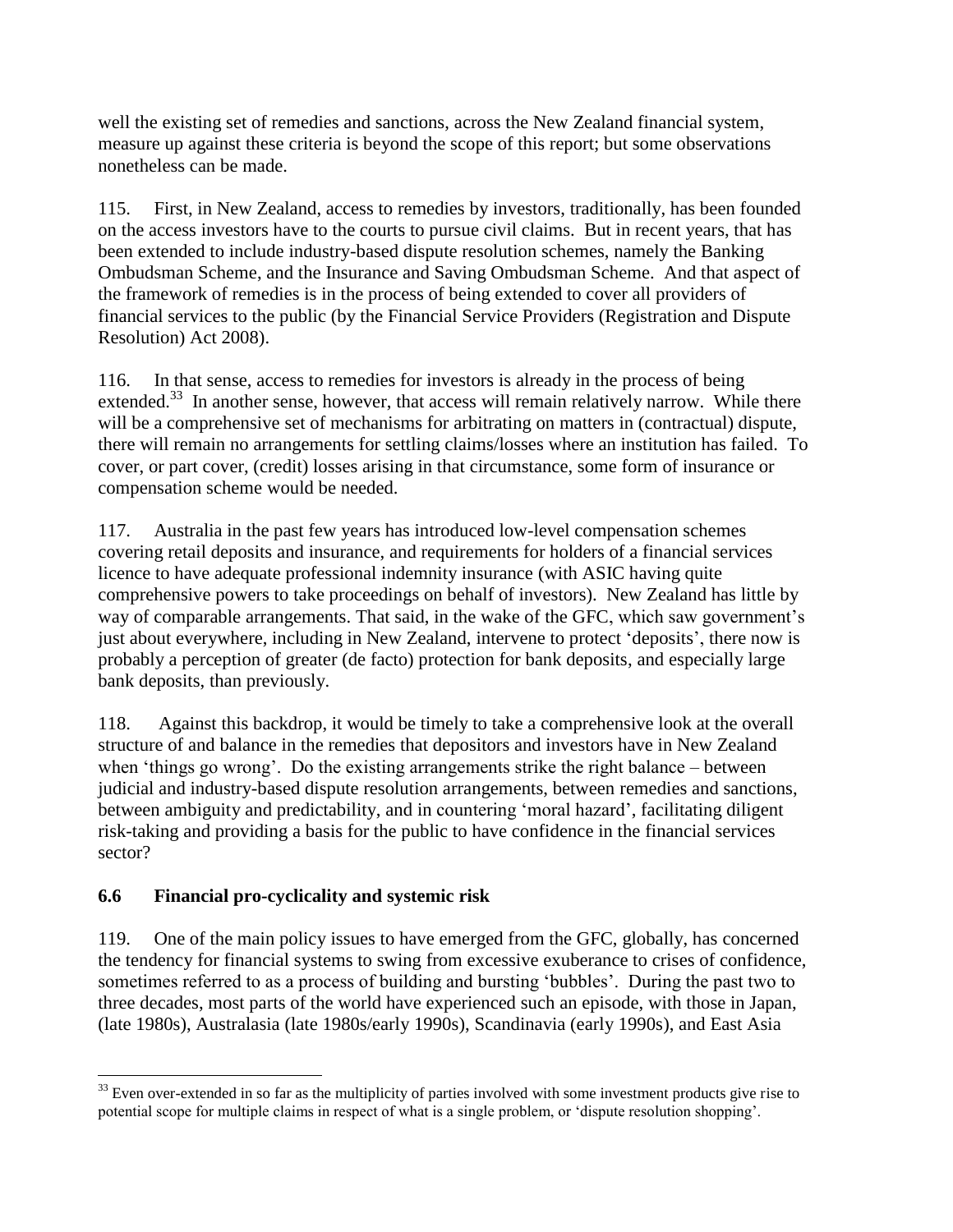well the existing set of remedies and sanctions, across the New Zealand financial system, measure up against these criteria is beyond the scope of this report; but some observations nonetheless can be made.

115. First, in New Zealand, access to remedies by investors, traditionally, has been founded on the access investors have to the courts to pursue civil claims. But in recent years, that has been extended to include industry-based dispute resolution schemes, namely the Banking Ombudsman Scheme, and the Insurance and Saving Ombudsman Scheme. And that aspect of the framework of remedies is in the process of being extended to cover all providers of financial services to the public (by the Financial Service Providers (Registration and Dispute Resolution) Act 2008).

116. In that sense, access to remedies for investors is already in the process of being extended.[33] In another sense, however, that access will remain relatively narrow. While there will be a comprehensive set of mechanisms for arbitrating on matters in (contractual) dispute, there will remain no arrangements for settling claims/losses where an institution has failed. To cover, or part cover, (credit) losses arising in that circumstance, some form of insurance or compensation scheme would be needed.

117. Australia in the past few years has introduced low-level compensation schemes covering retail deposits and insurance, and requirements for holders of a financial services licence to have adequate professional indemnity insurance (with ASIC having quite comprehensive powers to take proceedings on behalf of investors). New Zealand has little by way of comparable arrangements. That said, in the wake of the GFC, which saw government's just about everywhere, including in New Zealand, intervene to protect 'deposits', there now is probably a perception of greater (de facto) protection for bank deposits, and especially large bank deposits, than previously.

118. Against this backdrop, it would be timely to take a comprehensive look at the overall structure of and balance in the remedies that depositors and investors have in New Zealand when 'things go wrong'. Do the existing arrangements strike the right balance – between judicial and industry-based dispute resolution arrangements, between remedies and sanctions, between ambiguity and predictability, and in countering 'moral hazard', facilitating diligent risk-taking and providing a basis for the public to have confidence in the financial services sector?

### 6.6 Financial pro-cyclicality and systemic risk

119. One of the main policy issues to have emerged from the GFC, globally, has concerned the tendency for financial systems to swing from excessive exuberance to crises of confidence, sometimes referred to as a process of building and bursting 'bubbles'. During the past two to three decades, most parts of the world have experienced such an episode, with those in Japan, (late 1980s), Australasia (late 1980s/early 1990s), Scandinavia (early 1990s), and East Asia

---

[33] Even over-extended in so far as the multiplicity of parties involved with some investment products give rise to potential scope for multiple claims in respect of what is a single problem, or 'dispute resolution shopping'.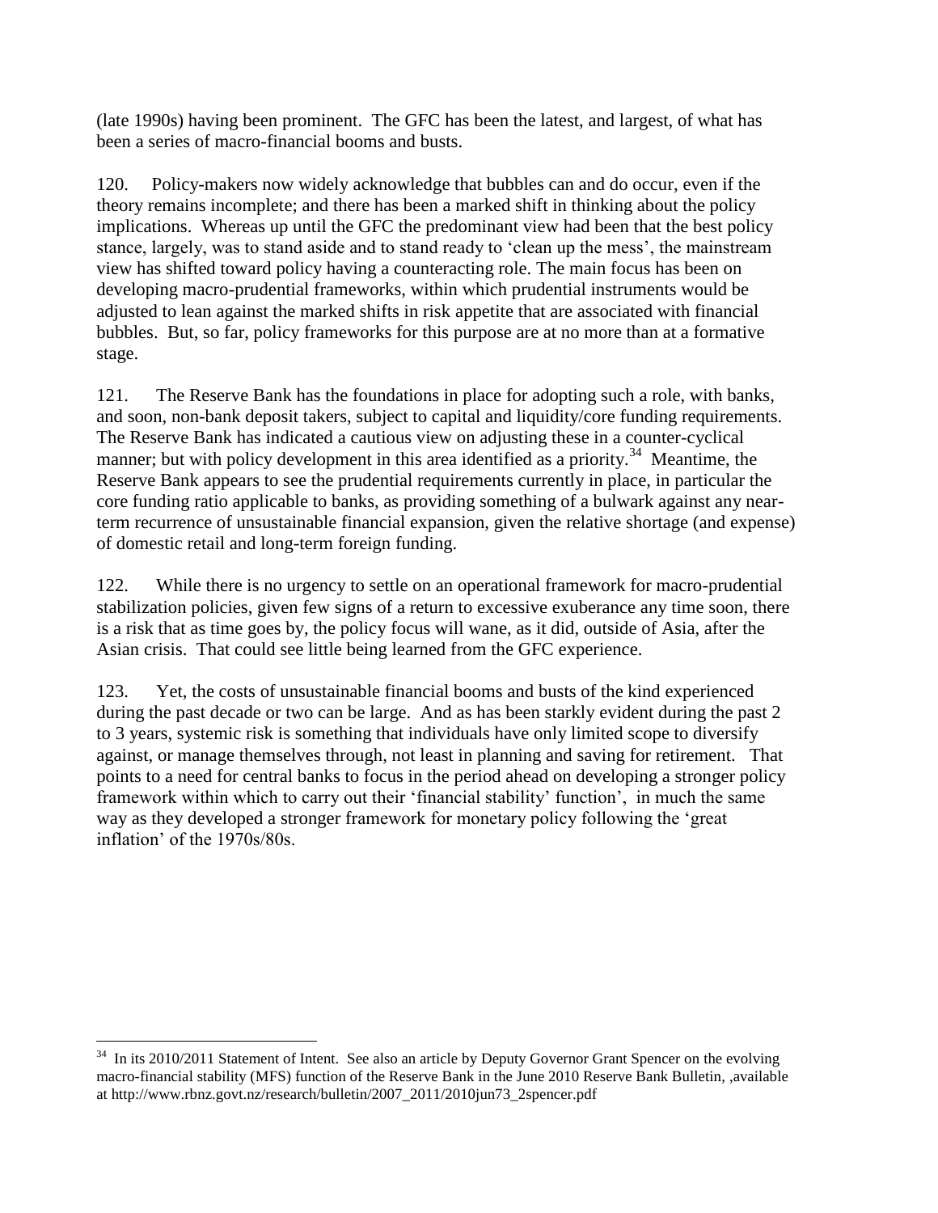(late 1990s) having been prominent. The GFC has been the latest, and largest, of what has been a series of macro-financial booms and busts.

120. Policy-makers now widely acknowledge that bubbles can and do occur, even if the theory remains incomplete; and there has been a marked shift in thinking about the policy implications. Whereas up until the GFC the predominant view had been that the best policy stance, largely, was to stand aside and to stand ready to 'clean up the mess', the mainstream view has shifted toward policy having a counteracting role. The main focus has been on developing macro-prudential frameworks, within which prudential instruments would be adjusted to lean against the marked shifts in risk appetite that are associated with financial bubbles. But, so far, policy frameworks for this purpose are at no more than at a formative stage.

121. The Reserve Bank has the foundations in place for adopting such a role, with banks, and soon, non-bank deposit takers, subject to capital and liquidity/core funding requirements. The Reserve Bank has indicated a cautious view on adjusting these in a counter-cyclical manner; but with policy development in this area identified as a priority.[34] Meantime, the Reserve Bank appears to see the prudential requirements currently in place, in particular the core funding ratio applicable to banks, as providing something of a bulwark against any near-term recurrence of unsustainable financial expansion, given the relative shortage (and expense) of domestic retail and long-term foreign funding.

122. While there is no urgency to settle on an operational framework for macro-prudential stabilization policies, given few signs of a return to excessive exuberance any time soon, there is a risk that as time goes by, the policy focus will wane, as it did, outside of Asia, after the Asian crisis. That could see little being learned from the GFC experience.

123. Yet, the costs of unsustainable financial booms and busts of the kind experienced during the past decade or two can be large. And as has been starkly evident during the past 2 to 3 years, systemic risk is something that individuals have only limited scope to diversify against, or manage themselves through, not least in planning and saving for retirement. That points to a need for central banks to focus in the period ahead on developing a stronger policy framework within which to carry out their 'financial stability' function', in much the same way as they developed a stronger framework for monetary policy following the 'great inflation' of the 1970s/80s.

[34] In its 2010/2011 Statement of Intent. See also an article by Deputy Governor Grant Spencer on the evolving macro-financial stability (MFS) function of the Reserve Bank in the June 2010 Reserve Bank Bulletin, ,available at http://www.rbnz.govt.nz/research/bulletin/2007_2011/2010jun73_2spencer.pdf